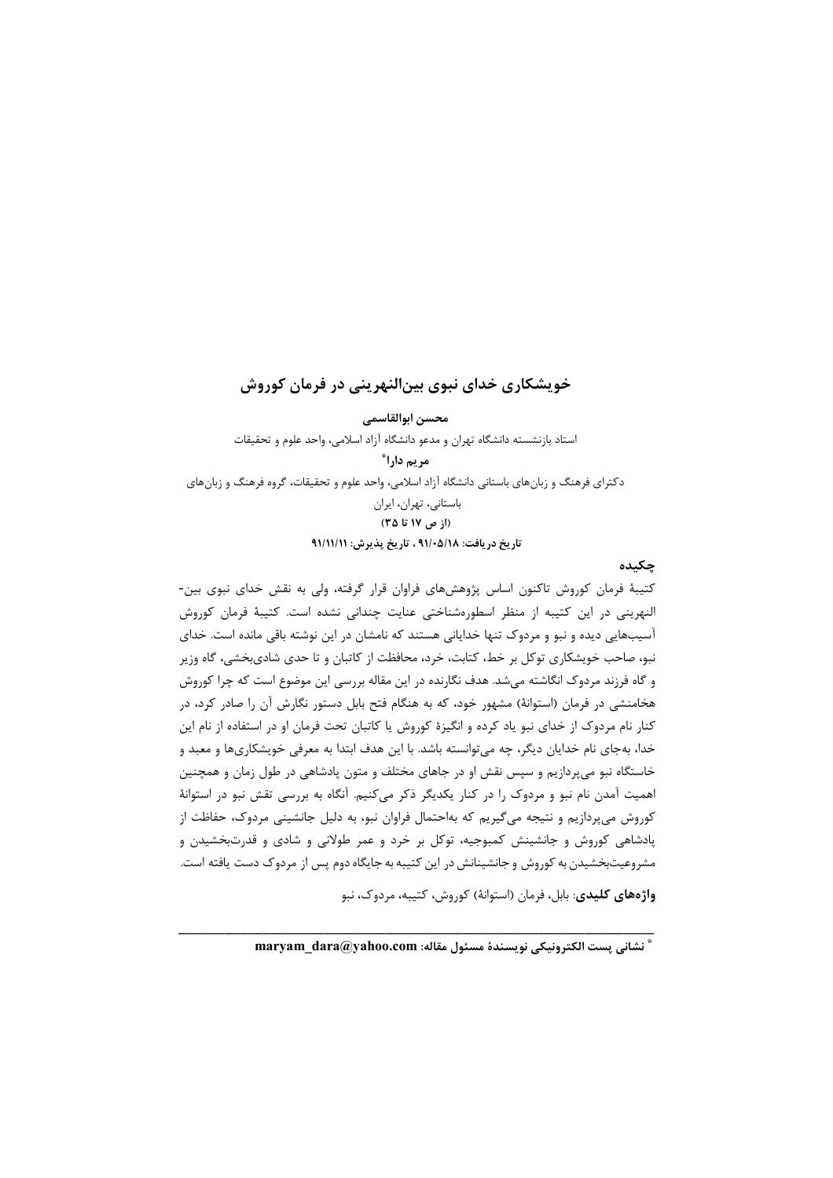# خویشکاری خدای نبوی بین‌النهرینی در فرمان کوروش

**محسن ابوالقاسمی**

استاد بازنشسته دانشگاه تهران و مدعو دانشگاه آزاد اسلامی، واحد علوم و تحقیقات

**مریم دارا***

دکترای فرهنگ و زبان‌های باستانی دانشگاه آزاد اسلامی، واحد علوم و تحقیقات، گروه فرهنگ و زبان‌های باستانی، تهران، ایران

**(از ص ۱۷ تا ۳۵)**

**تاریخ دریافت: ۹۱/۰۵/۱۸ ، تاریخ پذیرش: ۹۱/۱۱/۱۱**

## چکیده

کتیبهٔ فرمان کوروش تاکنون اساس پژوهش‌های فراوان قرار گرفته، ولی به نقش خدای نبوی بین-النهرینی در این کتیبه از منظر اسطوره‌شناختی عنایت چندانی نشده است. کتیبهٔ فرمان کوروش آسیب‌هایی دیده و نبو و مردوک تنها خدایانی هستند که نامشان در این نوشته باقی مانده است. خدای نبو، صاحب خویشکاری توکل بر خط، کتابت، خرد، محافظت از کاتبان و تا حدی شادی‌بخشی، گاه وزیر و گاه فرزند مردوک انگاشته می‌شد. هدف نگارنده در این مقاله بررسی این موضوع است که چرا کوروش هخامنشی در فرمان (استوانهٔ) مشهور خود، که به هنگام فتح بابل دستور نگارش آن را صادر کرد، در کنار نام مردوک از خدای نبو یاد کرده و انگیزهٔ کوروش یا کاتبان تحت فرمان او در استفاده از نام این خدا، به‌جای نام خدایان دیگر، چه می‌توانسته باشد. با این هدف ابتدا به معرفی خویشکاری‌ها و معبد و خاستگاه نبو می‌پردازیم و سپس نقش او در جاهای مختلف و متون پادشاهی در طول زمان و همچنین اهمیت آمدن نام نبو و مردوک را در کنار یکدیگر ذکر می‌کنیم. آنگاه به بررسی تقش نبو در استوانهٔ کوروش می‌پردازیم و نتیجه می‌گیریم که به‌احتمال فراوان نبو، به دلیل جانشینی مردوک، حفاظت از پادشاهی کوروش و جانشینش کمبوجیه، توکل بر خرد و عمر طولانی و شادی و قدرت‌بخشیدن و مشروعیت‌بخشیدن به کوروش و جانشینانش در این کتیبه به جایگاه دوم پس از مردوک دست یافته است.

**واژه‌های کلیدی**: بابل، فرمان (استوانهٔ) کوروش، کتیبه، مردوک، نبو

---

* نشانی پست الکترونیکی نویسندهٔ مسئول مقاله: **maryam_dara@yahoo.com**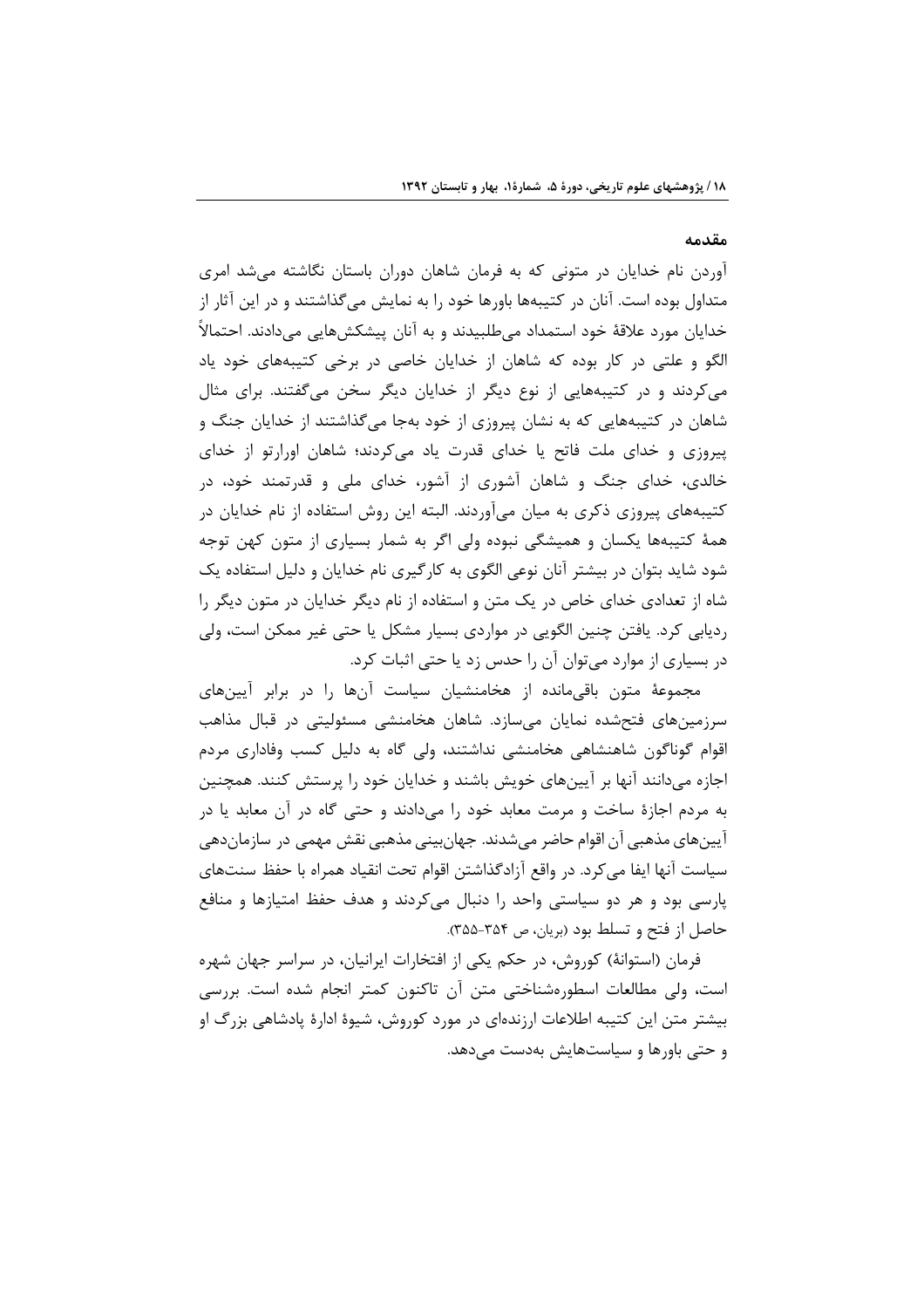## مقدمه

آوردن نام خدایان در متونی که به فرمان شاهان دوران باستان نگاشته می‌شد امری متداول بوده است. آنان در کتیبه‌ها باورها خود را به نمایش می‌گذاشتند و در این آثار از خدایان مورد علاقهٔ خود استمداد می‌طلبیدند و به آنان پیشکش‌هایی می‌دادند. احتمالاً الگو و علتی در کار بوده که شاهان از خدایان خاصی در برخی کتیبه‌های خود یاد می‌کردند و در کتیبه‌هایی از نوع دیگر از خدایان دیگر سخن می‌گفتند. برای مثال شاهان در کتیبه‌هایی که به نشان پیروزی از خود به‌جا می‌گذاشتند از خدایان جنگ و پیروزی و خدای ملت فاتح یا خدای قدرت یاد می‌کردند؛ شاهان اورارتو از خدای خالدی، خدای جنگ و شاهان آشوری از آشور، خدای ملی و قدرتمند خود، در کتیبه‌های پیروزی ذکری به میان می‌آوردند. البته این روش استفاده از نام خدایان در همهٔ کتیبه‌ها یکسان و همیشگی نبوده ولی اگر به شمار بسیاری از متون کهن توجه شود شاید بتوان در بیشتر آنان نوعی الگوی به کارگیری نام خدایان و دلیل استفاده یک شاه از تعدادی خدای خاص در یک متن و استفاده از نام دیگر خدایان در متون دیگر را ردیابی کرد. یافتن چنین الگویی در مواردی بسیار مشکل یا حتی غیر ممکن است، ولی در بسیاری از موارد می‌توان آن را حدس زد یا حتی اثبات کرد.

مجموعهٔ متون باقی‌مانده از هخامنشیان سیاست آن‌ها را در برابر آیین‌های سرزمین‌های فتح‌شده نمایان می‌سازد. شاهان هخامنشی مسئولیتی در قبال مذاهب اقوام گوناگون شاهنشاهی هخامنشی نداشتند، ولی گاه به دلیل کسب وفاداری مردم اجازه می‌دانند آنها بر آیین‌های خویش باشند و خدایان خود را پرستش کنند. همچنین به مردم اجازهٔ ساخت و مرمت معابد خود را می‌دادند و حتی گاه در آن معابد یا در آیین‌های مذهبی آن اقوام حاضر می‌شدند. جهان‌بینی مذهبی نقش مهمی در سازمان‌دهی سیاست آنها ایفا می‌کرد. در واقع آزادگذاشتن اقوام تحت انقیاد همراه با حفظ سنت‌های پارسی بود و هر دو سیاستی واحد را دنبال می‌کردند و هدف حفظ امتیازها و منافع حاصل از فتح و تسلط بود (بریان، ص ۳۵۴-۳۵۵).

فرمان (استوانهٔ) کوروش، در حکم یکی از افتخارات ایرانیان، در سراسر جهان شهره است، ولی مطالعات اسطوره‌شناختی متن آن تاکنون کمتر انجام شده است. بررسی بیشتر متن این کتیبه اطلاعات ارزنده‌ای در مورد کوروش، شیوهٔ ادارهٔ پادشاهی بزرگ او و حتی باورها و سیاست‌هایش به‌دست می‌دهد.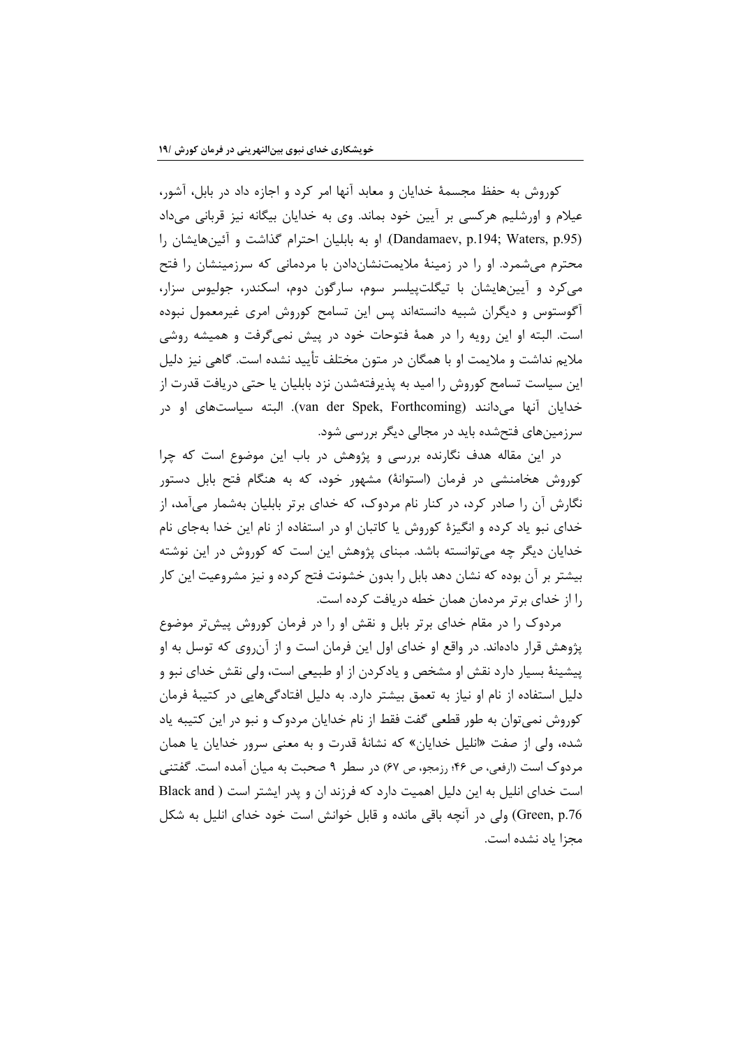کوروش به حفظ مجسمهٔ خدایان و معابد آنها امر کرد و اجازه داد در بابل، آشور، عیلام و اورشلیم هرکسی بر آیین خود بماند. وی به خدایان بیگانه نیز قربانی می‌داد (Dandamaev, p.194; Waters, p.95). او به بابلیان احترام گذاشت و آئین‌هایشان را محترم می‌شمرد. او را در زمینهٔ ملایمت‌نشان‌دادن با مردمانی که سرزمینشان را فتح می‌کرد و آیین‌هایشان با تیگلت‌پیلسر سوم، سارگون دوم، اسکندر، جولیوس سزار، آگوستوس و دیگران شبیه دانسته‌اند پس این تسامح کوروش امری غیرمعمول نبوده است. البته او این رویه را در همهٔ فتوحات خود در پیش نمی‌گرفت و همیشه روشی ملایم نداشت و ملایمت او با همگان در متون مختلف تأیید نشده است. گاهی نیز دلیل این سیاست تسامح کوروش را امید به پذیرفته‌شدن نزد بابلیان یا حتی دریافت قدرت از خدایان آنها می‌دانند (van der Spek, Forthcoming). البته سیاست‌های او در سرزمین‌های فتح‌شده باید در مجالی دیگر بررسی شود.

در این مقاله هدف نگارنده بررسی و پژوهش در باب این موضوع است که چرا کوروش هخامنشی در فرمان (استوانهٔ) مشهور خود، که به هنگام فتح بابل دستور نگارش آن را صادر کرد، در کنار نام مردوک، که خدای برتر بابلیان به‌شمار می‌آمد، از خدای نبو یاد کرده و انگیزهٔ کوروش یا کاتبان او در استفاده از نام این خدا به‌جای نام خدایان دیگر چه می‌توانسته باشد. مبنای پژوهش این است که کوروش در این نوشته بیشتر بر آن بوده که نشان دهد بابل را بدون خشونت فتح کرده و نیز مشروعیت این کار را از خدای برتر مردمان همان خطه دریافت کرده است.

مردوک را در مقام خدای برتر بابل و نقش او را در فرمان کوروش پیش‌تر موضوع پژوهش قرار داده‌اند. در واقع او خدای اول این فرمان است و از آن‌روی که توسل به او پیشینهٔ بسیار دارد نقش او مشخص و یادکردن از او طبیعی است، ولی نقش خدای نبو و دلیل استفاده از نام او نیاز به تعمق بیشتر دارد. به دلیل افتادگی‌هایی در کتیبهٔ فرمان کوروش نمی‌توان به طور قطعی گفت فقط از نام خدایان مردوک و نبو در این کتیبه یاد شده، ولی از صفت «انلیل خدایان» که نشانهٔ قدرت و به معنی سرور خدایان یا همان مردوک است (ارفعی، ص ۴۶؛ رزمجو، ص ۶۷) در سطر ۹ صحبت به میان آمده است. گفتنی است خدای انلیل به این دلیل اهمیت دارد که فرزند ان و پدر ایشتر است (Black and Green, p.76) ولی در آنچه باقی مانده و قابل خوانش است خود خدای انلیل به شکل مجزا یاد نشده است.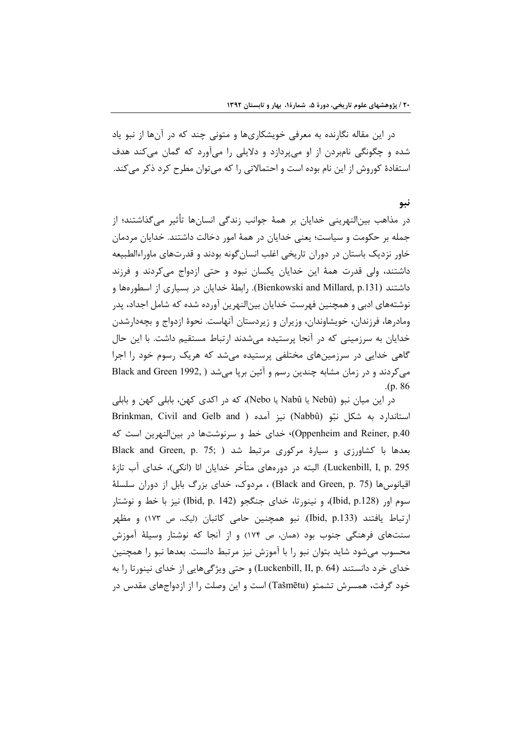در این مقاله نگارنده به معرفی خویشکاری‌ها و متونی چند که در آن‌ها از نبو یاد شده و چگونگی نام‌بردن از او می‌پردازد و دلایلی را می‌آورد که گمان می‌کند هدف استفادهٔ کوروش از این نام بوده است و احتمالاتی را که می‌توان مطرح کرد ذکر می‌کند.

## نبو

در مذاهب بین‌النهرینی خدایان بر همهٔ جوانب زندگی انسان‌ها تأثیر می‌گذاشتند؛ از جمله بر حکومت و سیاست؛ یعنی خدایان در همهٔ امور دخالت داشتند. خدایان مردمان خاور نزدیک باستان در دوران تاریخی اغلب انسان‌گونه بودند و قدرت‌های ماوراءالطبیعه داشتند، ولی قدرت همهٔ این خدایان یکسان نبود و حتی ازدواج می‌کردند و فرزند داشتند (Bienkowski and Millard, p.131). رابطهٔ خدایان در بسیاری از اسطوره‌ها و نوشته‌های ادبی و همچنین فهرست خدایان بین‌النهرین آورده شده که شامل اجداد، پدر ومادرها، فرزندان، خویشاوندان، وزیران و زیردستان آنهاست. نحوهٔ ازدواج و بچه‌دارشدن خدایان به سرزمینی که در آنجا پرستیده می‌شدند ارتباط مستقیم داشت. با این حال گاهی خدایی در سرزمین‌های مختلفی پرستیده می‌شد که هریک رسوم خود را اجرا می‌کردند و در زمان مشابه چندین رسم و آئین برپا می‌شد (Black and Green 1992, p. 86).

در این میان نبو (Nebû یا Nabû یا Nebo)، که در اکدی کهن، بابلی کهن و بابلی استاندارد به شکل نبّو (Nabbû) نیز آمده (Brinkman, Civil and Gelb and Oppenheim and Reiner, p.40)، خدای خط و سرنوشت‌ها در بین‌النهرین است که بعدها با کشاورزی و سیارهٔ مرکوری مرتبط شد (Black and Green, p. 75; Luckenbill, I, p. 295). البته در دوره‌های متأخر خدایان ائا (انکی)، خدای آب تازهٔ اقیانوس‌ها (Black and Green, p. 75) ، مردوک، خدای بزرگ بابل از دوران سلسلهٔ سوم اور (Ibid, p.128)، و نینورتا، خدای جنگجو (Ibid, p. 142) نیز با خط و نوشتار ارتباط یافتند (Ibid, p.133). نبو همچنین حامی کاتبان (لیک، ص ۱۷۳) و مظهر سنت‌های فرهنگی جنوب بود (همان، ص ۱۷۴) و از آنجا که نوشتار وسیلهٔ آموزش محسوب می‌شود شاید بتوان نبو را با آموزش نیز مرتبط دانست. بعدها نبو را همچنین خدای خرد دانستند (Luckenbill, II, p. 64) و حتی ویژگی‌هایی از خدای نینورتا را به خود گرفت، همسرش تشمتو (Tašmētu) است و این وصلت را از ازدواج‌های مقدس در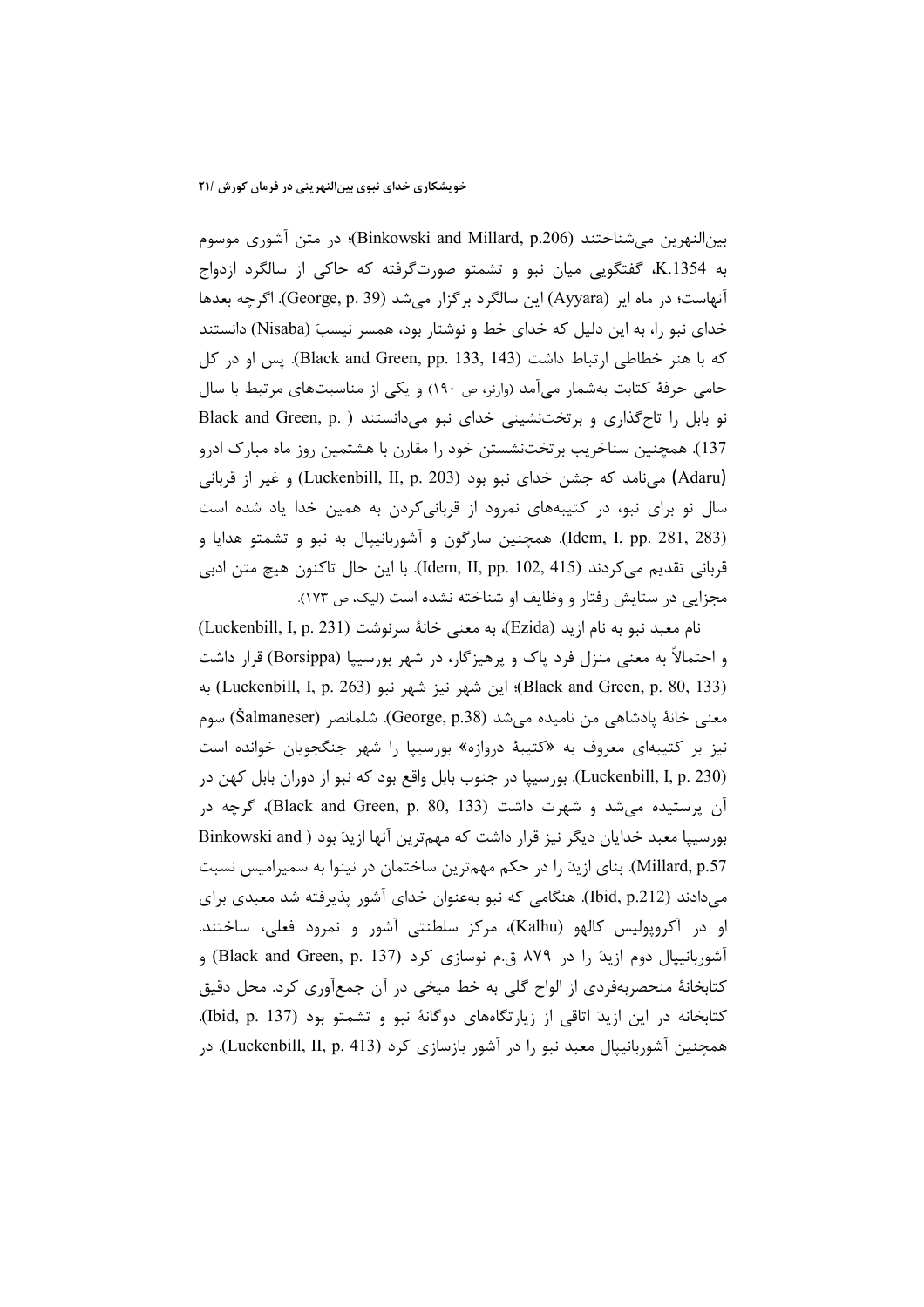بین‌النهرین می‌شناختند (Binkowski and Millard, p.206)؛ در متن آشوری موسوم به K.1354، گفتگویی میان نبو و تشمتو صورت‌گرفته که حاکی از سالگرد ازدواج آنهاست؛ در ماه ایر (Ayyara) این سالگرد برگزار می‌شد (George, p. 39). اگرچه بعدها خدای نبو را، به این دلیل که خدای خط و نوشتار بود، همسر نیسبَ (Nisaba) دانستند که با هنر خطاطی ارتباط داشت (Black and Green, pp. 133, 143). پس او در کل حامی حرفهٔ کتابت به‌شمار می‌آمد (وارنر، ص ۱۹۰) و یکی از مناسبت‌های مرتبط با سال نو بابل را تاج‌گذاری و برتخت‌نشینی خدای نبو می‌دانستند (Black and Green, p. 137). همچنین سناخریب برتخت‌نشستن خود را مقارن با هشتمین روز ماه مبارک ادرو (Adaru) می‌نامد که جشن خدای نبو بود (Luckenbill, II, p. 203) و غیر از قربانی سال نو برای نبو، در کتیبه‌های نمرود از قربانی‌کردن به همین خدا یاد شده است (Idem, I, pp. 281, 283). همچنین سارگون و آشوربانیپال به نبو و تشمتو هدایا و قربانی تقدیم می‌کردند (Idem, II, pp. 102, 415). با این حال تاکنون هیچ متن ادبی مجزایی در ستایش رفتار و وظایف او شناخته نشده است (لیک، ص ۱۷۳).

نام معبد نبو به نام ازید (Ezida)، به معنی خانهٔ سرنوشت (Luckenbill, I, p. 231) و احتمالاً به معنی منزل فرد پاک و پرهیزگار، در شهر بورسیپا (Borsippa) قرار داشت (Black and Green, p. 80, 133)؛ این شهر نیز شهر نبو (Luckenbill, I, p. 263) به معنی خانهٔ پادشاهی من نامیده می‌شد (George, p.38). شلمانصر (Šalmaneser) سوم نیز بر کتیبه‌ای معروف به «کتیبهٔ دروازه» بورسیپا را شهر جنگجویان خوانده است (Luckenbill, I, p. 230). بورسیپا در جنوب بابل واقع بود که نبو از دوران بابل کهن در آن پرستیده می‌شد و شهرت داشت (Black and Green, p. 80, 133)، گرچه در بورسیپا معبد خدایان دیگر نیز قرار داشت که مهم‌ترین آنها ازیدَ بود (Binkowski and Millard, p.57). بنای ازیدَ را در حکم مهم‌ترین ساختمان در نینوا به سمیرامیس نسبت می‌دادند (Ibid, p.212). هنگامی که نبو به‌عنوان خدای آشور پذیرفته شد معبدی برای او در آکروپولیس کالهو (Kalhu)، مرکز سلطنتی آشور و نمرود فعلی، ساختند. آشوربانیپال دوم ازیدَ را در ۸۷۹ ق.م نوسازی کرد (Black and Green, p. 137) و کتابخانهٔ منحصربه‌فردی از الواح گلی به خط میخی در آن جمع‌آوری کرد. محل دقیق کتابخانه در این ازیدَ اتاقی از زیارتگاه‌های دوگانهٔ نبو و تشمتو بود (Ibid, p. 137). همچنین آشوربانیپال معبد نبو را در آشور بازسازی کرد (Luckenbill, II, p. 413). در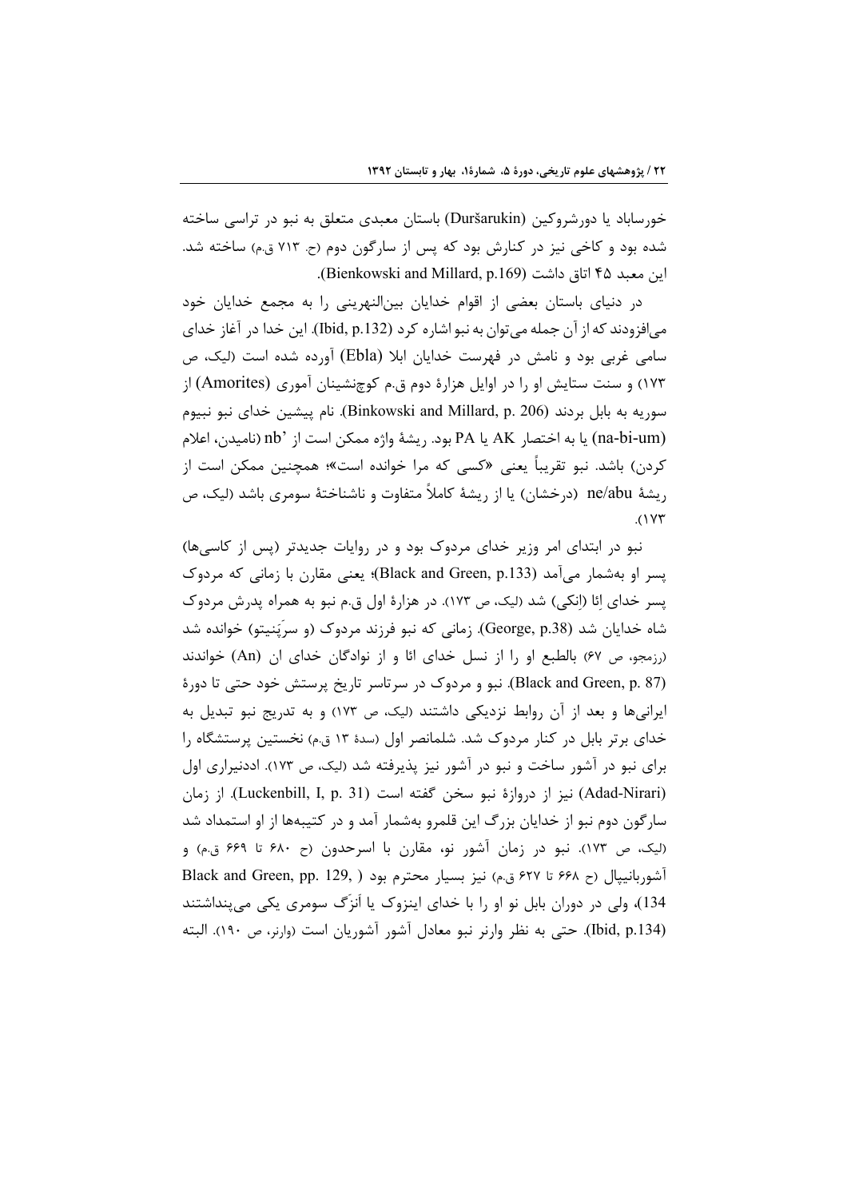خورساباد یا دورشروکین (Duršarukin) باستان معبدی متعلق به نبو در تراسی ساخته شده بود و کاخی نیز در کنارش بود که پس از سارگون دوم (ح. ۷۱۳ ق.م) ساخته شد. این معبد ۴۵ اتاق داشت (Bienkowski and Millard, p.169).

در دنیای باستان بعضی از اقوام خدایان بین‌النهرینی را به مجمع خدایان خود می‌افزودند که از آن جمله می‌توان به نبو اشاره کرد (Ibid, p.132). این خدا در آغاز خدای سامی غربی بود و نامش در فهرست خدایان ابلا (Ebla) آورده شده است (لیک، ص ۱۷۳) و سنت ستایش او را در اوایل هزارهٔ دوم ق.م کوچنشینان آموری (Amorites) از سوریه به بابل بردند (Binkowski and Millard, p. 206). نام پیشین خدای نبو نبیوم (na-bi-um) یا به اختصار AK یا PA بود. ریشهٔ واژه ممکن است از nb’ (نامیدن، اعلام کردن) باشد. نبو تقریباً یعنی «کسی که مرا خوانده است»؛ همچنین ممکن است از ریشهٔ ne/abu (درخشان) یا از ریشهٔ کاملاً متفاوت و ناشناختهٔ سومری باشد (لیک، ص ۱۷۳).

نبو در ابتدای امر وزیر خدای مردوک بود و در روایات جدیدتر (پس از کاسی‌ها) پسر او به‌شمار می‌آمد (Black and Green, p.133)؛ یعنی مقارن با زمانی که مردوک پسر خدای اِئا (اِنکی) شد (لیک، ص ۱۷۳). در هزارهٔ اول ق.م نبو به همراه پدرش مردوک شاه خدایان شد (George, p.38). زمانی که نبو فرزند مردوک (و سرپَنیتو) خوانده شد (رزمجو، ص ۶۷) بالطبع او را از نسل خدای ائا و از نوادگان خدای ان (An) خواندند (Black and Green, p. 87). نبو و مردوک در سرتاسر تاریخ پرستش خود حتی تا دورهٔ ایرانی‌ها و بعد از آن روابط نزدیکی داشتند (لیک، ص ۱۷۳) و به تدریج نبو تبدیل به خدای برتر بابل در کنار مردوک شد. شلمانصر اول (سدهٔ ۱۳ ق.م) نخستین پرستشگاه را برای نبو در آشور ساخت و نبو در آشور نیز پذیرفته شد (لیک، ص ۱۷۳). اددنیراری اول (Adad-Nirari) نیز از دروازهٔ نبو سخن گفته است (Luckenbill, I, p. 31). از زمان سارگون دوم نبو از خدایان بزرگ این قلمرو به‌شمار آمد و در کتیبه‌ها از او استمداد شد (لیک، ص ۱۷۳). نبو در زمان آشور نو، مقارن با اسرحدون (ح ۶۸۰ تا ۶۶۹ ق.م) و آشوربانیپال (ح ۶۶۸ تا ۶۲۷ ق.م) نیز بسیار محترم بود (Black and Green, pp. 129, 134)، ولی در دوران بابل نو او را با خدای اینزوک یا اَنزَگ سومری یکی می‌پنداشتند (Ibid, p.134). حتی به نظر وارنر نبو معادل آشور آشوریان است (وارنر، ص ۱۹۰). البته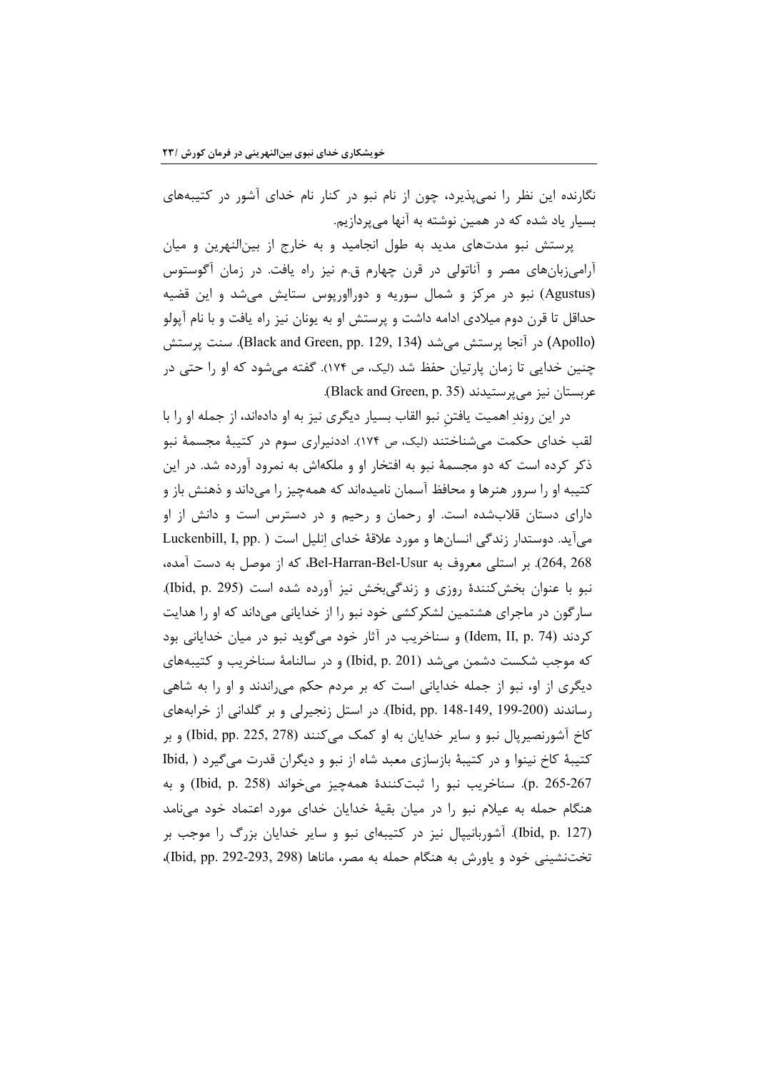نگارنده این نظر را نمی‌پذیرد، چون از نام نبو در کنار نام خدای آشور در کتیبه‌های بسیار یاد شده که در همین نوشته به آنها می‌پردازیم.

پرستش نبو مدت‌های مدید به طول انجامید و به خارج از بین‌النهرین و میان آرامی‌زبان‌های مصر و آناتولی در قرن چهارم ق.م نیز راه یافت. در زمان آگوستوس (Agustus) نبو در مرکز و شمال سوریه و دورااورپوس ستایش می‌شد و این قضیه حداقل تا قرن دوم میلادی ادامه داشت و پرستش او به یونان نیز راه یافت و با نام آپولو (Apollo) در آنجا پرستش می‌شد (Black and Green, pp. 129, 134). سنت پرستش چنین خدایی تا زمان پارتیان حفظ شد (لیک، ص ۱۷۴). گفته می‌شود که او را حتی در عربستان نیز می‌پرستیدند (Black and Green, p. 35).

در این روندِ اهمیت یافتنِ نبو القاب بسیار دیگری نیز به او داده‌اند، از جمله او را با لقب خدای حکمت می‌شناختند (لیک، ص ۱۷۴). اددنیراری سوم در کتیبهٔ مجسمهٔ نبو ذکر کرده است که دو مجسمهٔ نبو به افتخار او و ملکه‌اش به نمرود آورده شد. در این کتیبه او را سرور هنرها و محافظ آسمان نامیده‌اند که همه‌چیز را می‌داند و ذهنش باز و دارای دستان قلاب‌شده است. او رحمان و رحیم و در دسترس است و دانش از او می‌آید. دوستدار زندگی انسان‌ها و مورد علاقهٔ خدای اِنلیل است (Luckenbill, I, pp. 264, 268). بر استلی معروف به Bel-Harran-Bel-Usur، که از موصل به دست آمده، نبو با عنوان بخش‌کنندهٔ روزی و زندگی‌بخش نیز آورده شده است (Ibid, p. 295). سارگون در ماجرای هشتمین لشکرکشی خود نبو را از خدایانی می‌داند که او را هدایت کردند (Idem, II, p. 74) و سناخریب در آثار خود می‌گوید نبو در میان خدایانی بود که موجب شکست دشمن می‌شد (Ibid, p. 201) و در سالنامهٔ سناخریب و کتیبه‌های دیگری از او، نبو از جمله خدایانی است که بر مردم حکم می‌راندند و او را به شاهی رساندند (Ibid, pp. 148-149, 199-200). در استل زنجیرلی و بر گلدانی از خرابه‌های کاخ آشورنصیرپال نبو و سایر خدایان به او کمک می‌کنند (Ibid, pp. 225, 278) و بر کتیبهٔ کاخ نینوا و در کتیبهٔ بازسازی معبد شاه از نبو و دیگران قدرت می‌گیرد (Ibid, p. 265-267). سناخریب نبو را ثبت‌کنندهٔ همه‌چیز می‌خواند (Ibid, p. 258) و به هنگام حمله به عیلام نبو را در میان بقیهٔ خدایان خدای مورد اعتماد خود می‌نامد (Ibid, p. 127). آشوربانیپال نیز در کتیبه‌ای نبو و سایر خدایان بزرگ را موجب بر تخت‌نشینی خود و یاورش به هنگام حمله به مصر، ماناها (Ibid, pp. 292-293, 298)،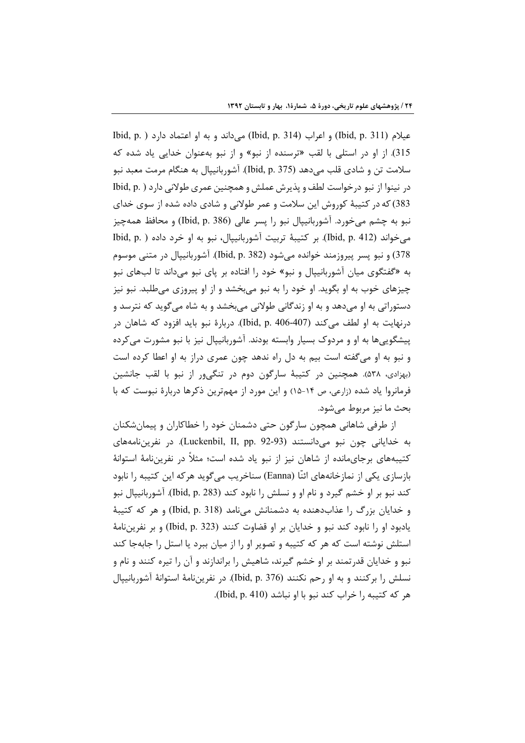عیلام (Ibid, p. 311) و اعراب (Ibid, p. 314) می‌داند و به او اعتماد دارد (Ibid, p. 315). از او در استلی با لقب «ترسنده از نبو» و از نبو به‌عنوان خدایی یاد شده که سلامت تن و شادی قلب می‌دهد (Ibid, p. 375). آشوربانیپال به هنگام مرمت معبد نبو در نینوا از نبو درخواست لطف و پذیرش عملش و همچنین عمری طولانی دارد (Ibid, p. 383) که در کتیبهٔ کوروش این سلامت و عمر طولانی و شادی داده شده از سوی خدای نبو به چشم می‌خورد. آشوربانیپال نبو را پسر عالی (Ibid, p. 386) و محافظ همه‌چیز می‌خواند (Ibid, p. 412). بر کتیبهٔ تربیت آشوربانیپال، نبو به او خرد داده (Ibid, p. 378) و نبو پسر پیروزمند خوانده می‌شود (Ibid, p. 382). آشوربانیپال در متنی موسوم به «گفتگوی میان آشوربانیپال و نبو» خود را افتاده بر پای نبو می‌داند تا لب‌های نبو چیزهای خوب به او بگوید. او خود را به نبو می‌بخشد و از او پیروزی می‌طلبد. نبو نیز دستوراتی به او می‌دهد و به او زندگانی طولانی می‌بخشد و به شاه می‌گوید که نترسد و درنهایت به او لطف می‌کند (Ibid, p. 406-407). دربارهٔ نبو باید افزود که شاهان در پیشگویی‌ها به او و مردوک بسیار وابسته بودند. آشوربانیپال نیز با نبو مشورت می‌کرده و نبو به او می‌گفته است بیم به دل راه ندهد چون عمری دراز به او اعطا کرده است (بهزادی، ۵۳۸). همچنین در کتیبهٔ سارگون دوم در تنگی‌ور از نبو با لقب جانشین فرمانروا یاد شده (زارعی، ص ۱۴-۱۵) و این مورد از مهم‌ترین ذکرها دربارهٔ نبوست که با بحث ما نیز مربوط می‌شود.

از طرفی شاهانی همچون سارگون حتی دشمنان خود را خطاکاران و پیمان‌شکنان به خدایانی چون نبو می‌دانستند (Luckenbil, II, pp. 92-93). در نفرین‌نامه‌های کتیبه‌های برجای‌مانده از شاهان نیز از نبو یاد شده است؛ مثلاً در نفرین‌نامهٔ استوانهٔ بازسازی یکی از نمازخانه‌های ائنّا (Eanna) سناخریب می‌گوید هرکه این کتیبه را نابود کند نبو بر او خشم گیرد و نام او و نسلش را نابود کند (Ibid, p. 283). آشوربانیپال نبو و خدایان بزرگ را عذاب‌دهنده به دشمنانش می‌نامد (Ibid, p. 318) و هر که کتیبهٔ یادبود او را نابود کند نبو و خدایان بر او قضاوت کنند (Ibid, p. 323) و بر نفرین‌نامهٔ استلش نوشته است که هر که کتیبه و تصویر او را از میان ببرد یا استل را جابه‌جا کند نبو و خدایان قدرتمند بر او خشم گیرند، شاهیش را براندازند و آن را تیره کنند و نام و نسلش را برکنند و به او رحم نکنند (Ibid, p. 376). در نفرین‌نامهٔ استوانهٔ آشوربانیپال هر که کتیبه را خراب کند نبو با او نباشد (Ibid, p. 410).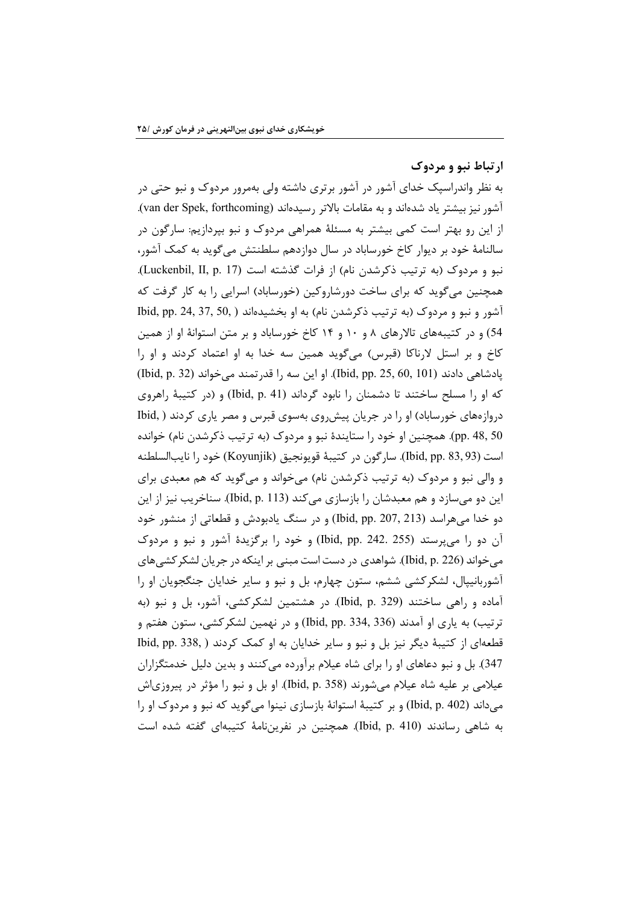## ارتباط نبو و مردوک

به نظر واندراسپک خدای آشور در آشور برتری داشته ولی به‌مرور مردوک و نبو حتی در آشور نیز بیشتر یاد شده‌اند و به مقامات بالاتر رسیده‌اند (van der Spek, forthcoming). از این رو بهتر است کمی بیشتر به مسئلهٔ همراهی مردوک و نبو بپردازیم: سارگون در سالنامهٔ خود بر دیوار کاخ خورساباد در سال دوازدهم سلطنتش می‌گوید به کمک آشور، نبو و مردوک (به ترتیب ذکرشدن نام) از فرات گذشته است (Luckenbil, II, p. 17). همچنین می‌گوید که برای ساخت دورشاروکین (خورساباد) اسرایی را به کار گرفت که آشور و نبو و مردوک (به ترتیب ذکرشدن نام) به او بخشیده‌اند (Ibid, pp. 24, 37, 50, 54) و در کتیبه‌های تالارهای ۸ و ۱۰ و ۱۴ کاخ خورساباد و بر متن استوانهٔ او از همین کاخ و بر استل لارناکا (قبرس) می‌گوید همین سه خدا به او اعتماد کردند و او را پادشاهی دادند (Ibid, pp. 25, 60, 101). او این سه را قدرتمند می‌خواند (Ibid, p. 32) که او را مسلح ساختند تا دشمنان را نابود گرداند (Ibid, p. 41) و (در کتیبهٔ راهروی دروازه‌های خورساباد) او را در جریان پیش‌روی به‌سوی قبرس و مصر یاری کردند (Ibid, pp. 48, 50). همچنین او خود را ستایندهٔ نبو و مردوک (به ترتیب ذکرشدن نام) خوانده است (Ibid, pp. 83, 93). سارگون در کتیبهٔ قویونجیق (Koyunjik) خود را نایب‌السلطنه و والی نبو و مردوک (به ترتیب ذکرشدن نام) می‌خواند و می‌گوید که هم معبدی برای این دو می‌سازد و هم معبدشان را بازسازی می‌کند (Ibid, p. 113). سناخریب نیز از این دو خدا می‌هراسد (Ibid, pp. 207, 213) و در سنگ یادبودش و قطعاتی از منشور خود آن دو را می‌پرستد (Ibid, pp. 242. 255) و خود را برگزیدهٔ آشور و نبو و مردوک می‌خواند (Ibid, p. 226). شواهدی در دست است مبنی بر اینکه در جریان لشکرکشی‌های آشوربانیپال، لشکرکشی ششم، ستون چهارم، بل و نبو و سایر خدایان جنگجویان او را آماده و راهی ساختند (Ibid, p. 329). در هشتمین لشکرکشی، آشور، بل و نبو (به ترتیب) به یاری او آمدند (Ibid, pp. 334, 336) و در نهمین لشکرکشی، ستون هفتم و قطعه‌ای از کتیبهٔ دیگر نیز بل و نبو و سایر خدایان به او کمک کردند (Ibid, pp. 338, 347). بل و نبو دعاهای او را برای شاه عیلام برآورده می‌کنند و بدین دلیل خدمتگزاران عیلامی بر علیه شاه عیلام می‌شورند (Ibid, p. 358). او بل و نبو را مؤثر در پیروزی‌اش می‌داند (Ibid, p. 402) و بر کتیبهٔ استوانهٔ بازسازی نینوا می‌گوید که نبو و مردوک او را به شاهی رساندند (Ibid, p. 410). همچنین در نفرین‌نامهٔ کتیبه‌ای گفته شده است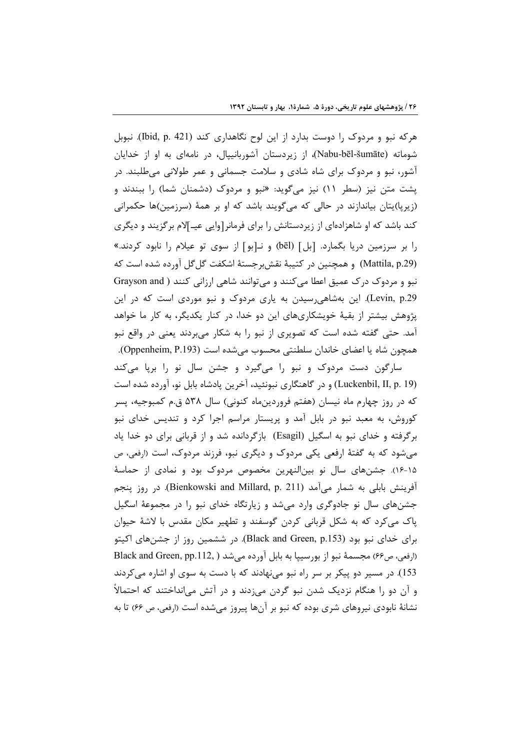هرکه نبو و مردوک را دوست بدارد از این لوح نگاهداری کند (Ibid, p. 421). نبوبل شوماته (Nabu-bēl-šumāte)، از زیردستان آشوربانیپال، در نامه‌ای به او از خدایان آشور، نبو و مردوک برای شاه شادی و سلامت جسمانی و عمر طولانی می‌طلبند. در پشت متن نیز (سطر ۱۱) نیز می‌گوید: «نبو و مردوک (دشمنان شما) را ببندند و (زیرپا)یتان بیاندازند در حالی که می‌گویند باشد که او بر همهٔ (سرزمین)ها حکمرانی کند باشد که او شاهزاده‌ای از زیردستانش را برای فرمانر[وایی عیـ]لام برگزیند و دیگری را بر سرزمین دریا بگمارد. [بل] (bēl) و نـ[بو] از سوی تو عیلام را نابود کردند.» (Mattila, p.29) و همچنین در کتیبهٔ نقش‌برجستهٔ اشکفت گل‌گل آورده شده است که نبو و مردوک درک عمیق اعطا می‌کنند و می‌توانند شاهی ارزانی کنند (Grayson and Levin, p.29). این به‌شاهی‌رسیدن به یاری مردوک و نبو موردی است که در این پژوهش بیشتر از بقیهٔ خویشکاری‌های این دو خدا، در کنار یکدیگر، به کار ما خواهد آمد. حتی گفته شده است که تصویری از نبو را به شکار می‌بردند یعنی در واقع نبو همچون شاه یا اعضای خاندان سلطنتی محسوب می‌شده است (Oppenheim, P.193).

سارگون دست مردوک و نبو را می‌گیرد و جشن سال نو را برپا می‌کند (Luckenbil, II, p. 19) و در گاهنگاری نبونئید، آخرین پادشاه بابل نو، آورده شده است که در روز چهارم ماه نیسان (هفتم فروردین‌ماه کنونی) سال ۵۳۸ ق.م کمبوجیه، پسر کوروش، به معبد نبو در بابل آمد و پریستار مراسم اجرا کرد و تندیس خدای نبو برگرفته و خدای نبو به اسگیل (Esagil) بازگردانده شد و از قربانی برای دو خدا یاد می‌شود که به گفتهٔ ارفعی یکی مردوک و دیگری نبو، فرزند مردوک، است (ارفعی، ص ۱۵-۱۶). جشن‌های سال نو بین‌النهرین مخصوص مردوک بود و نمادی از حماسهٔ آفرینش بابلی به شمار می‌آمد (Bienkowski and Millard, p. 211). در روز پنجم جشن‌های سال نو جادوگری وارد می‌شد و زیارتگاه خدای نبو را در مجموعهٔ اسگیل پاک می‌کرد که به شکل قربانی کردن گوسفند و تطهیر مکان مقدس با لاشهٔ حیوان برای خدای نبو بود (Black and Green, p.153). در ششمین روز از جشن‌های اکیتو (ارفعی، ص۶۶) مجسمهٔ نبو از بورسیپا به بابل آورده می‌شد (Black and Green, pp.112, 153). در مسیر دو پیکر بر سر راه نبو می‌نهادند که با دست به سوی او اشاره می‌کردند و آن دو را هنگام نزدیک شدن نبو گردن می‌زدند و در آتش می‌انداختند که احتمالاً نشانهٔ نابودی نیروهای شری بوده که نبو بر آن‌ها پیروز می‌شده است (ارفعی، ص ۶۶) تا به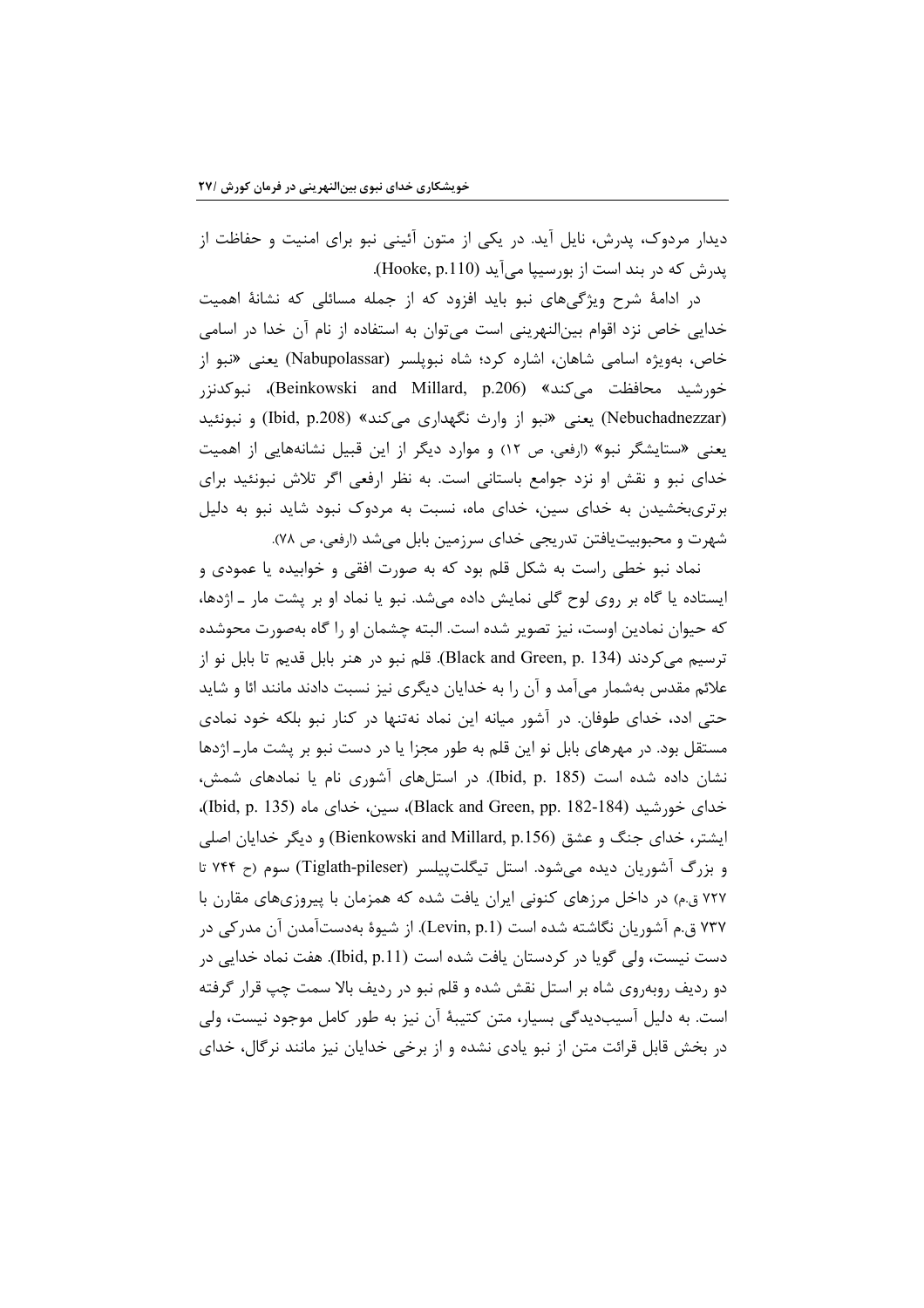دیدار مردوک، پدرش، نایل آید. در یکی از متون آئینی نبو برای امنیت و حفاظت از پدرش که در بند است از بورسیپا می‌آید (Hooke, p.110).

در ادامهٔ شرح ویژگی‌های نبو باید افزود که از جمله مسائلی که نشانهٔ اهمیت خدایی خاص نزد اقوام بین‌النهرینی است می‌توان به استفاده از نام آن خدا در اسامی خاص، به‌ویژه اسامی شاهان، اشاره کرد؛ شاه نبوپلسر (Nabupolassar) یعنی «نبو از خورشید محافظت می‌کند» (Beinkowski and Millard, p.206)، نبوکدنزر (Nebuchadnezzar) یعنی «نبو از وارث نگهداری می‌کند» (Ibid, p.208) و نبونئید یعنی «ستایشگر نبو» (ارفعی، ص ۱۲) و موارد دیگر از این قبیل نشانه‌هایی از اهمیت خدای نبو و نقش او نزد جوامع باستانی است. به نظر ارفعی اگر تلاش نبونئید برای برتری‌بخشیدن به خدای سین، خدای ماه، نسبت به مردوک نبود شاید نبو به دلیل شهرت و محبوبیت‌یافتن تدریجی خدای سرزمین بابل می‌شد (ارفعی، ص ۷۸).

نماد نبو خطی راست به شکل قلم بود که به صورت افقی و خوابیده یا عمودی و ایستاده یا گاه بر روی لوح گلی نمایش داده می‌شد. نبو یا نماد او بر پشت مار ـ اژدها، که حیوان نمادین اوست، نیز تصویر شده است. البته چشمان او را گاه به‌صورت محوشده ترسیم می‌کردند (Black and Green, p. 134). قلم نبو در هنر بابل قدیم تا بابل نو از علائم مقدس به‌شمار می‌آمد و آن را به خدایان دیگری نیز نسبت دادند مانند ائا و شاید حتی ادد، خدای طوفان. در آشور میانه این نماد نه‌تنها در کنار نبو بلکه خود نمادی مستقل بود. در مهرهای بابل نو این قلم به طور مجزا یا در دست نبو بر پشت مارـ اژدها نشان داده شده است (Ibid, p. 185). در استل‌های آشوری نام یا نمادهای شمش، خدای خورشید (Black and Green, pp. 182-184)، سین، خدای ماه (Ibid, p. 135)، ایشتر، خدای جنگ و عشق (Bienkowski and Millard, p.156) و دیگر خدایان اصلی و بزرگ آشوریان دیده می‌شود. استل تیگلت‌پیلسر (Tiglath-pileser) سوم (ح ۷۴۴ تا ۷۲۷ ق.م) در داخل مرزهای کنونی ایران یافت شده که همزمان با پیروزی‌های مقارن با ۷۳۷ ق.م آشوریان نگاشته شده است (Levin, p.1). از شیوهٔ به‌دست‌آمدن آن مدرکی در دست نیست، ولی گویا در کردستان یافت شده است (Ibid, p.11). هفت نماد خدایی در دو ردیف روبه‌روی شاه بر استل نقش شده و قلم نبو در ردیف بالا سمت چپ قرار گرفته است. به دلیل آسیب‌دیدگی بسیار، متن کتیبهٔ آن نیز به طور کامل موجود نیست، ولی در بخش قابل قرائت متن از نبو یادی نشده و از برخی خدایان نیز مانند نرگال، خدای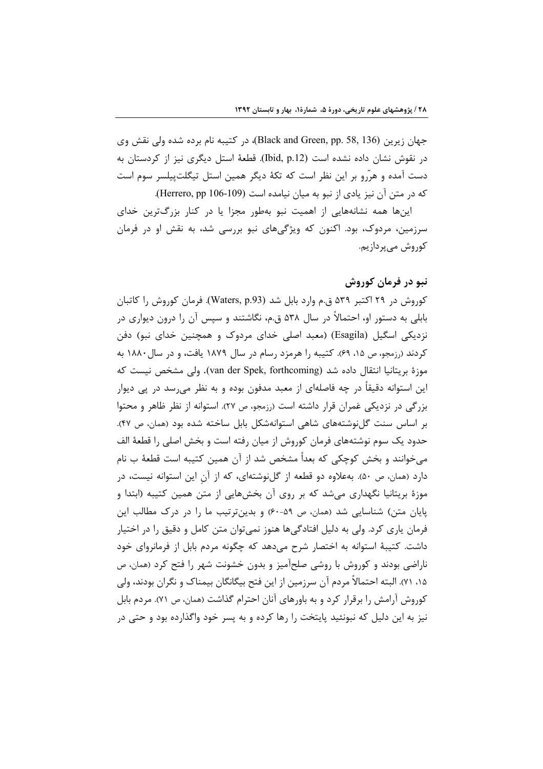جهان زیرین (Black and Green, pp. 58, 136)، در کتیبه نام برده شده ولی نقش وی در نقوش نشان داده نشده است (Ibid, p.12). قطعهٔ استل دیگری نیز از کردستان به دست آمده و هرّرو بر این نظر است که تکهٔ دیگر همین استل تیگلت‌پیلسر سوم است که در متن آن نیز یادی از نبو به میان نیامده است (Herrero, pp 106-109).

این‌ها همه نشانه‌هایی از اهمیت نبو به‌طور مجزا یا در کنار بزرگ‌ترین خدای سرزمین، مردوک، بود. اکنون که ویژگی‌های نبو بررسی شد، به نقش او در فرمان کوروش می‌پردازیم.

## نبو در فرمان کوروش

کوروش در ۲۹ اکتبر ۵۳۹ ق.م وارد بابل شد (Waters, p.93). فرمان کوروش را کاتبان بابلی به دستور او، احتمالاً در سال ۵۳۸ ق.م، نگاشتند و سپس آن را درون دیواری در نزدیکی اسگیل (Esagila) (معبد اصلی خدای مردوک و همچنین خدای نبو) دفن کردند (رزمجو، ص ۱۵، ۶۹). کتیبه را هرمزد رسام در سال ۱۸۷۹ یافت، و در سال ۱۸۸۰ به موزهٔ بریتانیا انتقال داده شد (van der Spek, forthcoming). ولی مشخص نیست که این استوانه دقیقاً در چه فاصله‌ای از معبد مدفون بوده و به نظر می‌رسد در پی دیوار بزرگی در نزدیکی عَمران قرار داشته است (رزمجو، ص ۲۷). استوانه از نظر ظاهر و محتوا بر اساس سنت گل‌نوشته‌های شاهی استوانه‌شکل بابل ساخته شده بود (همان، ص ۴۷). حدود یک سوم نوشته‌های فرمان کوروش از میان رفته است و بخش اصلی را قطعهٔ الف می‌خوانند و بخش کوچکی که بعداً مشخص شد از آن همین کتیبه است قطعهٔ ب نام دارد (همان، ص ۵۰). به‌علاوه دو قطعه از گل‌نوشته‌ای، که از آنِ این استوانه نیست، در موزهٔ بریتانیا نگهداری می‌شد که بر روی آن بخش‌هایی از متن همین کتیبه (ابتدا و پایان متن) شناسایی شد (همان، ص ۵۹-۶۰) و بدین‌ترتیب ما را در درک مطالب این فرمان یاری کرد. ولی به دلیل افتادگی‌ها هنوز نمی‌توان متن کامل و دقیق را در اختیار داشت. کتیبهٔ استوانه به اختصار شرح می‌دهد که چگونه مردم بابل از فرمانروای خود ناراضی بودند و کوروش با روشی صلح‌آمیز و بدون خشونت شهر را فتح کرد (همان، ص ۱۵، ۷۱). البته احتمالاً مردم آن سرزمین از این فتح بیگانگان بیمناک و نگران بودند، ولی کوروش آرامش را برقرار کرد و به باورهای آنان احترام گذاشت (همان، ص ۷۱). مردم بابل نیز به این دلیل که نبونئید پایتخت را رها کرده و به پسر خود واگذارده بود و حتی در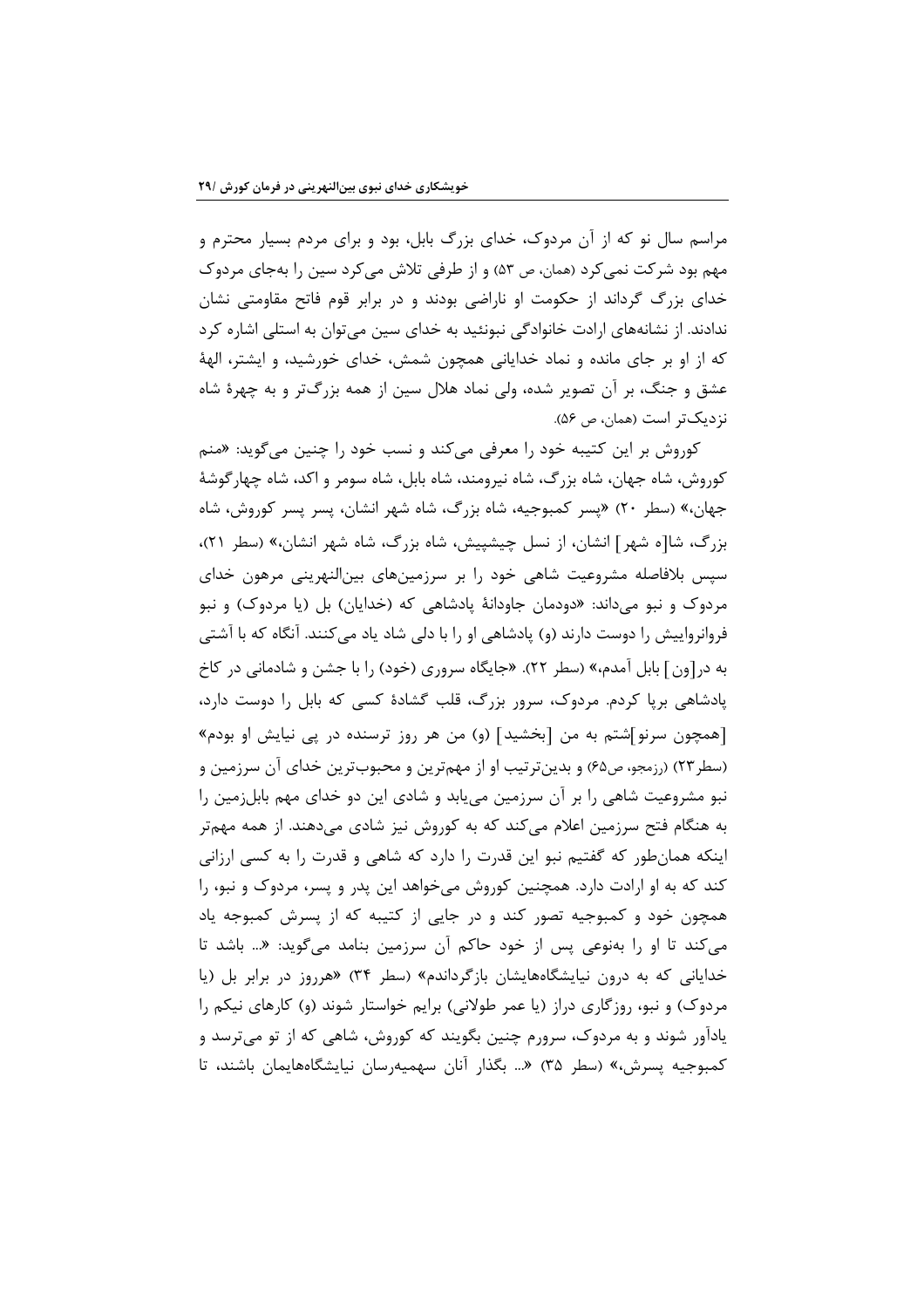مراسم سال نو که از آن مردوک، خدای بزرگ بابل، بود و برای مردم بسیار محترم و مهم بود شرکت نمی‌کرد (همان، ص ۵۳) و از طرفی تلاش می‌کرد سین را به‌جای مردوک خدای بزرگ گرداند از حکومت او ناراضی بودند و در برابر قوم فاتح مقاومتی نشان ندادند. از نشانه‌های ارادت خانوادگی نبونئید به خدای سین می‌توان به استلی اشاره کرد که از او بر جای مانده و نماد خدایانی همچون شمش، خدای خورشید، و ایشتر، الههٔ عشق و جنگ، بر آن تصویر شده، ولی نماد هلال سین از همه بزرگ‌تر و به چهرهٔ شاه نزدیک‌تر است (همان، ص ۵۶).

کوروش بر این کتیبه خود را معرفی می‌کند و نسب خود را چنین می‌گوید: «منم کوروش، شاه جهان، شاه بزرگ، شاه نیرومند، شاه بابل، شاه سومر و اکد، شاه چهارگوشهٔ جهان،» (سطر ۲۰) «پسر کمبوجیه، شاه بزرگ، شاه شهر انشان، پسر پسر کوروش، شاه بزرگ، شا[ه شهر] انشان، از نسل چیشپیش، شاه بزرگ، شاه شهر انشان،» (سطر ۲۱)، سپس بلافاصله مشروعیت شاهی خود را بر سرزمین‌های بین‌النهرینی مرهون خدای مردوک و نبو می‌داند: «دودمان جاودانهٔ پادشاهی که (خدایان) بل (یا مردوک) و نبو فروانرواییش را دوست دارند (و) پادشاهی او را با دلی شاد یاد می‌کنند. آنگاه که با آشتی به در[ون] بابل آمدم،» (سطر ۲۲). «جایگاه سروری (خود) را با جشن و شادمانی در کاخ پادشاهی برپا کردم. مردوک، سرور بزرگ، قلب گشادهٔ کسی که بابل را دوست دارد، [همچون سرنو]شتم به من [بخشید] (و) من هر روز ترسنده در پی نیایش او بودم» (سطر ۲۳) (رزمجو، ص۶۵) و بدین‌ترتیب او از مهم‌ترین و محبوب‌ترین خدای آن سرزمین و نبو مشروعیت شاهی را بر آن سرزمین می‌یابد و شادی این دو خدای مهم بابل‌زمین را به هنگام فتح سرزمین اعلام می‌کند که به کوروش نیز شادی می‌دهند. از همه مهم‌تر اینکه همان‌طور که گفتیم نبو این قدرت را دارد که شاهی و قدرت را به کسی ارزانی کند که به او ارادت دارد. همچنین کوروش می‌خواهد این پدر و پسر، مردوک و نبو، را همچون خود و کمبوجیه تصور کند و در جایی از کتیبه که از پسرش کمبوجه یاد می‌کند تا او را به‌نوعی پس از خود حاکم آن سرزمین بنامد می‌گوید: «... باشد تا خدایانی که به درون نیایشگاه‌هایشان بازگرداندم» (سطر ۳۴) «هرروز در برابر بل (یا مردوک) و نبو، روزگاری دراز (یا عمر طولانی) برایم خواستار شوند (و) کارهای نیکم را یادآور شوند و به مردوک، سرورم چنین بگویند که کوروش، شاهی که از تو می‌ترسد و کمبوجیه پسرش،» (سطر ۳۵) «... بگذار آنان سهمیه‌رسان نیایشگاه‌هایمان باشند، تا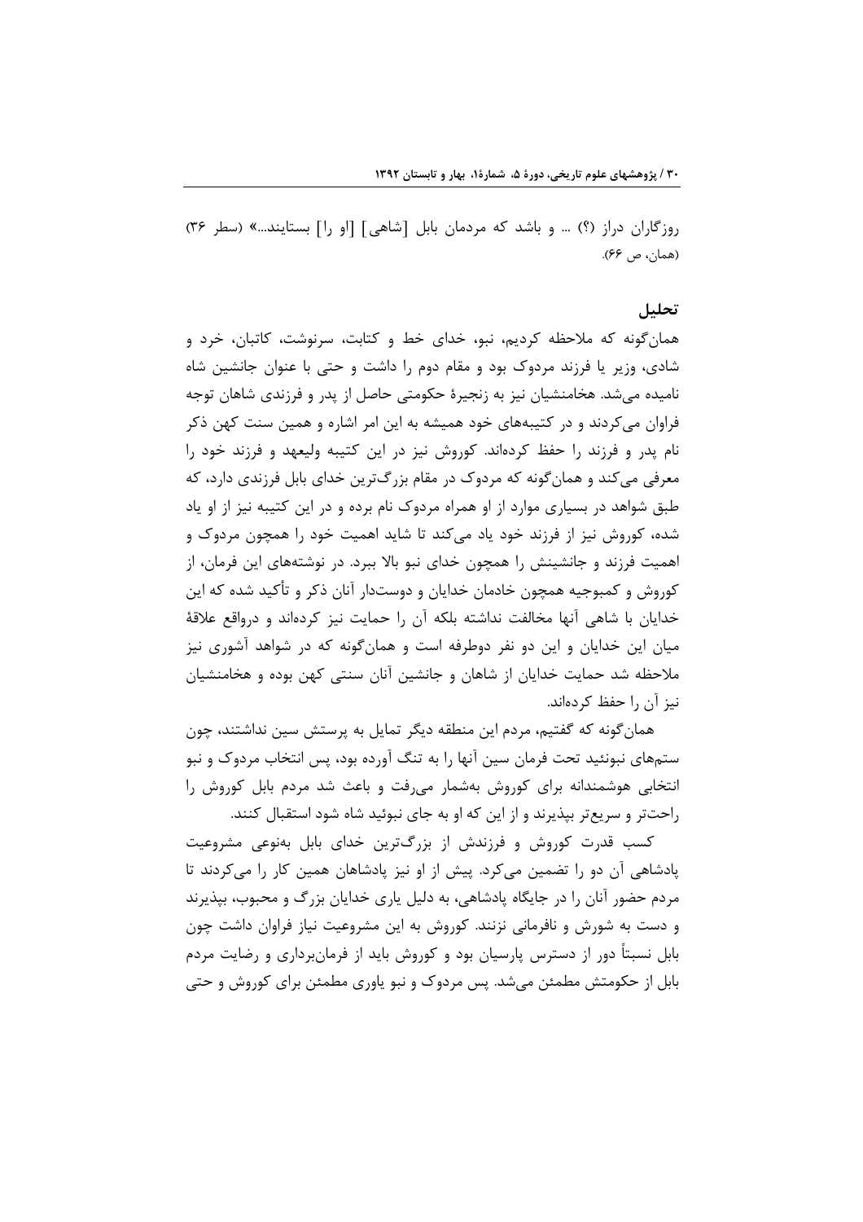روزگاران دراز (؟) ... و باشد که مردمان بابل [شاهی] [او را] بستایند...» (سطر ۳۶) (همان، ص ۶۶).

## تحلیل

همان‌گونه که ملاحظه کردیم، نبو، خدای خط و کتابت، سرنوشت، کاتبان، خرد و شادی، وزیر یا فرزند مردوک بود و مقام دوم را داشت و حتی با عنوان جانشین شاه نامیده می‌شد. هخامنشیان نیز به زنجیرهٔ حکومتی حاصل از پدر و فرزندی شاهان توجه فراوان می‌کردند و در کتیبه‌های خود همیشه به این امر اشاره و همین سنت کهن ذکر نام پدر و فرزند را حفظ کرده‌اند. کوروش نیز در این کتیبه ولیعهد و فرزند خود را معرفی می‌کند و همان‌گونه که مردوک در مقام بزرگ‌ترین خدای بابل فرزندی دارد، که طبق شواهد در بسیاری موارد از او همراه مردوک نام برده و در این کتیبه نیز از او یاد شده، کوروش نیز از فرزند خود یاد می‌کند تا شاید اهمیت خود را همچون مردوک و اهمیت فرزند و جانشینش را همچون خدای نبو بالا ببرد. در نوشته‌های این فرمان، از کوروش و کمبوجیه همچون خادمان خدایان و دوستدار آنان ذکر و تأکید شده که این خدایان با شاهی آنها مخالفت نداشته بلکه آن را حمایت نیز کرده‌اند و درواقع علاقهٔ میان این خدایان و این دو نفر دوطرفه است و همان‌گونه که در شواهد آشوری نیز ملاحظه شد حمایت خدایان از شاهان و جانشین آنان سنتی کهن بوده و هخامنشیان نیز آن را حفظ کرده‌اند.

همان‌گونه که گفتیم، مردم این منطقه دیگر تمایل به پرستش سین نداشتند، چون ستم‌های نبونئید تحت فرمان سین آنها را به تنگ آورده بود، پس انتخاب مردوک و نبو انتخابی هوشمندانه برای کوروش به‌شمار می‌رفت و باعث شد مردم بابل کوروش را راحت‌تر و سریع‌تر بپذیرند و از این که او به جای نبوئید شاه شود استقبال کنند.

کسب قدرت کوروش و فرزندش از بزرگ‌ترین خدای بابل به‌نوعی مشروعیت پادشاهی آن دو را تضمین می‌کرد. پیش از او نیز پادشاهان همین کار را می‌کردند تا مردم حضور آنان را در جایگاه پادشاهی، به دلیل یاری خدایان بزرگ و محبوب، بپذیرند و دست به شورش و نافرمانی نزنند. کوروش به این مشروعیت نیاز فراوان داشت چون بابل نسبتاً دور از دسترس پارسیان بود و کوروش باید از فرمان‌برداری و رضایت مردم بابل از حکومتش مطمئن می‌شد. پس مردوک و نبو یاوری مطمئن برای کوروش و حتی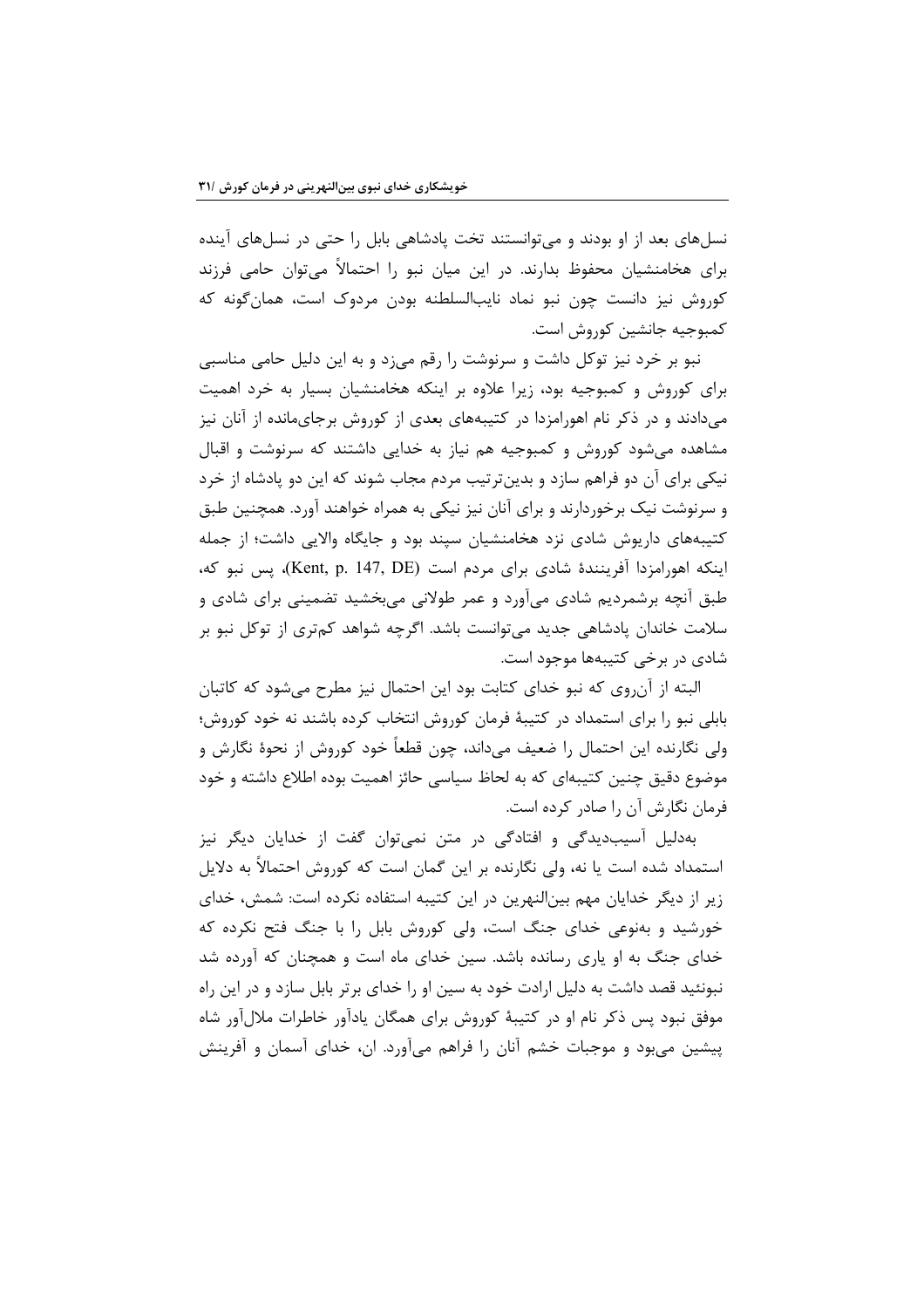نسل‌های بعد از او بودند و می‌توانستند تخت پادشاهی بابل را حتی در نسل‌های آینده برای هخامنشیان محفوظ بدارند. در این میان نبو را احتمالاً می‌توان حامی فرزند کوروش نیز دانست چون نبو نماد نایب‌السلطنه بودن مردوک است، همان‌گونه که کمبوجیه جانشین کوروش است.

نبو بر خرد نیز توکل داشت و سرنوشت را رقم می‌زد و به این دلیل حامی مناسبی برای کوروش و کمبوجیه بود، زیرا علاوه بر اینکه هخامنشیان بسیار به خرد اهمیت می‌دادند و در ذکر نام اهورامزدا در کتیبه‌های بعدی از کوروش برجای‌مانده از آنان نیز مشاهده می‌شود کوروش و کمبوجیه هم نیاز به خدایی داشتند که سرنوشت و اقبال نیکی برای آن دو فراهم سازد و بدین‌ترتیب مردم مجاب شوند که این دو پادشاه از خرد و سرنوشت نیک برخوردارند و برای آنان نیز نیکی به همراه خواهند آورد. همچنین طبق کتیبه‌های داریوش شادی نزد هخامنشیان سپند بود و جایگاه والایی داشت؛ از جمله اینکه اهورامزدا آفرینندۀ شادی برای مردم است (Kent, p. 147, DE)، پس نبو که، طبق آنچه برشمردیم شادی می‌آورد و عمر طولانی می‌بخشید تضمینی برای شادی و سلامت خاندان پادشاهی جدید می‌توانست باشد. اگرچه شواهد کم‌تری از توکل نبو بر شادی در برخی کتیبه‌ها موجود است.

البته از آن‌روی که نبو خدای کتابت بود این احتمال نیز مطرح می‌شود که کاتبان بابلی نبو را برای استمداد در کتیبۀ فرمان کوروش انتخاب کرده باشند نه خود کوروش؛ ولی نگارنده این احتمال را ضعیف می‌داند، چون قطعاً خود کوروش از نحوۀ نگارش و موضوع دقیق چنین کتیبه‌ای که به لحاظ سیاسی حائز اهمیت بوده اطلاع داشته و خود فرمان نگارش آن را صادر کرده است.

به‌دلیل آسیب‌دیدگی و افتادگی در متن نمی‌توان گفت از خدایان دیگر نیز استمداد شده است یا نه، ولی نگارنده بر این گمان است که کوروش احتمالاً به دلایل زیر از دیگر خدایان مهم بین‌النهرین در این کتیبه استفاده نکرده است: شمش، خدای خورشید و به‌نوعی خدای جنگ است، ولی کوروش بابل را با جنگ فتح نکرده که خدای جنگ به او یاری رسانده باشد. سین خدای ماه است و همچنان که آورده شد نبونئید قصد داشت به دلیل ارادت خود به سین او را خدای برتر بابل سازد و در این راه موفق نبود پس ذکر نام او در کتیبۀ کوروش برای همگان یادآور خاطرات ملال‌آور شاه پیشین می‌بود و موجبات خشم آنان را فراهم می‌آورد. ان، خدای آسمان و آفرینش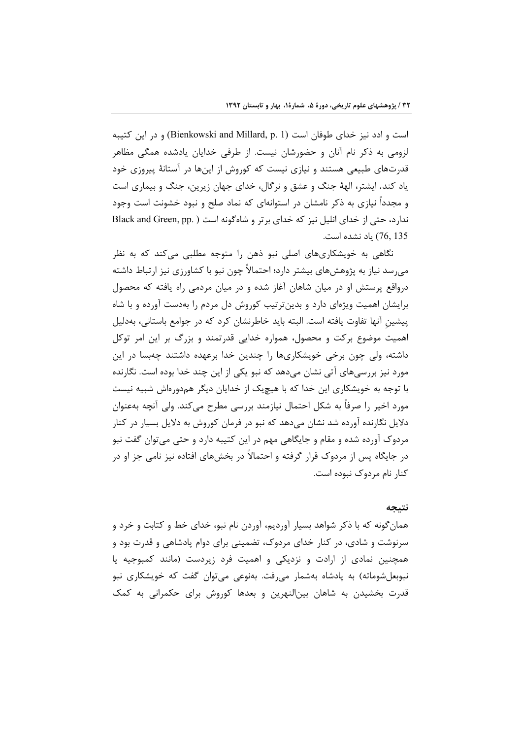است و ادد نیز خدای طوفان است (Bienkowski and Millard, p. 1) و در این کتیبه لزومی به ذکر نام آنان و حضورشان نیست. از طرفی خدایان یادشده همگی مظاهر قدرت‌های طبیعی هستند و نیازی نیست که کوروش از این‌ها در آستانهٔ پیروزی خود یاد کند. ایشتر، الههٔ جنگ و عشق و نرگال، خدای جهان زیرین، جنگ و بیماری است و مجدداً نیازی به ذکر نامشان در استوانه‌ای که نماد صلح و نبود خشونت است وجود ندارد، حتی از خدای انلیل نیز که خدای برتر و شاه‌گونه است (Black and Green, pp. 76, 135) یاد نشده است.

نگاهی به خویشکاری‌های اصلی نبو ذهن را متوجه مطلبی می‌کند که به نظر می‌رسد نیاز به پژوهش‌های بیشتر دارد؛ احتمالاً چون نبو با کشاورزی نیز ارتباط داشته درواقع پرستش او در میان شاهان آغاز شده و در میان مردمی راه یافته که محصول برایشان اهمیت ویژه‌ای دارد و بدین‌ترتیب کوروش دل مردم را به‌دست آورده و با شاه پیشینِ آنها تفاوت یافته است. البته باید خاطرنشان کرد که در جوامع باستانی، به‌دلیل اهمیت موضوع برکت و محصول، همواره خدایی قدرتمند و بزرگ بر این امر توکل داشته، ولی چون برخی خویشکاری‌ها را چندین خدا برعهده داشتند چه‌بسا در این مورد نیز بررسی‌های آتی نشان می‌دهد که نبو یکی از این چند خدا بوده است. نگارنده با توجه به خویشکاری این خدا که با هیچ‌یک از خدایان دیگر هم‌دوره‌اش شبیه نیست مورد اخیر را صرفاً به شکل احتمال نیازمند بررسی مطرح می‌کند. ولی آنچه به‌عنوان دلایل نگارنده آورده شد نشان می‌دهد که نبو در فرمان کوروش به دلایل بسیار در کنار مردوک آورده شده و مقام و جایگاهی مهم در این کتیبه دارد و حتی می‌توان گفت نبو در جایگاه پس از مردوک قرار گرفته و احتمالاً در بخش‌های افتاده نیز نامی جز او در کنار نام مردوک نبوده است.

## نتیجه

همان‌گونه که با ذکر شواهد بسیار آوردیم، آوردن نام نبو، خدای خط و کتابت و خرد و سرنوشت و شادی، در کنار خدای مردوک، تضمینی برای دوام پادشاهی و قدرت بود و همچنین نمادی از ارادت و نزدیکی و اهمیت فرد زیردست (مانند کمبوجیه یا نبوبعل‌شوماته) به پادشاه به‌شمار می‌رفت. به‌نوعی می‌توان گفت که خویشکاری نبو قدرت بخشیدن به شاهان بین‌النهرین و بعدها کوروش برای حکمرانی به کمک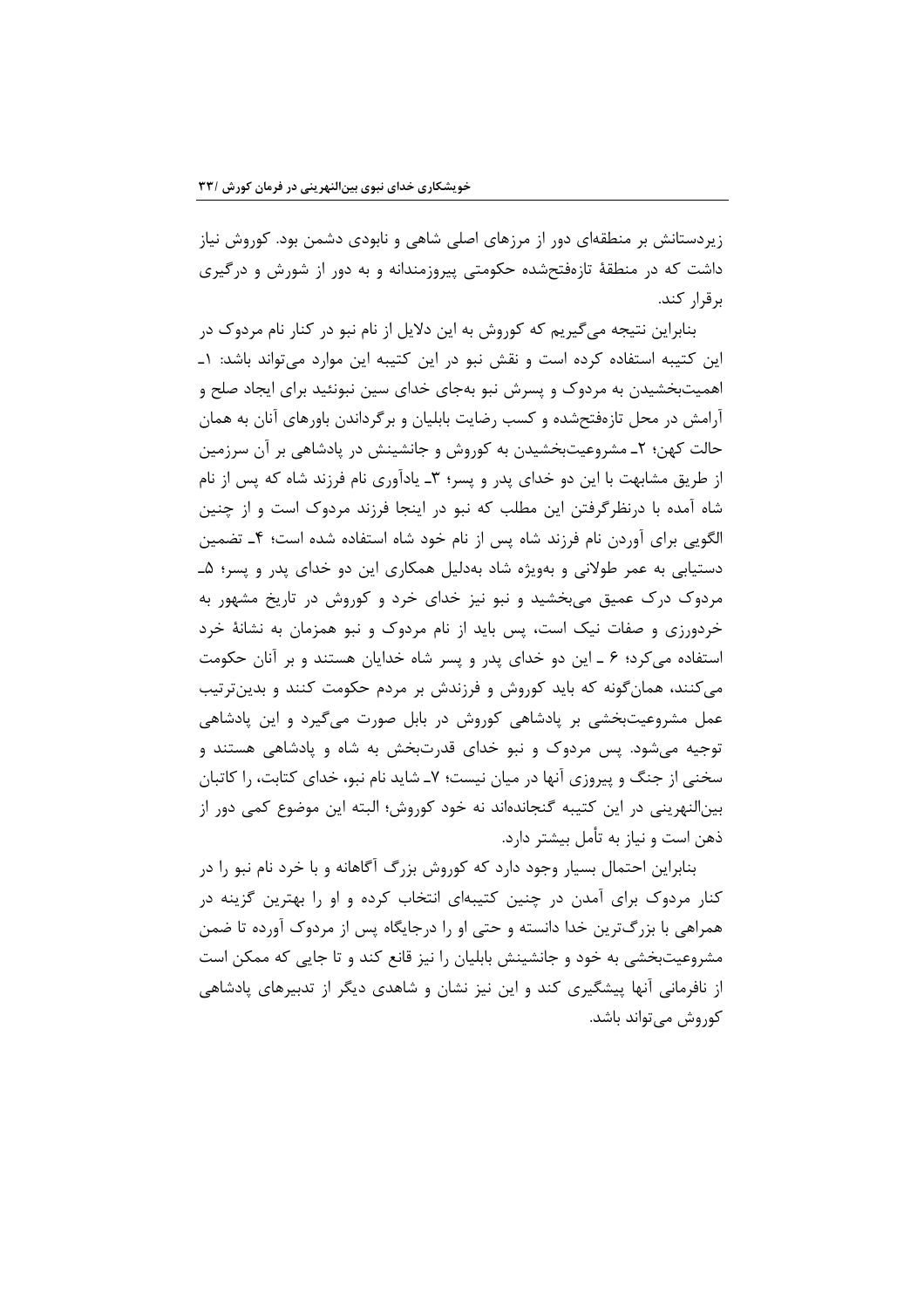زیردستانش بر منطقه‌ای دور از مرزهای اصلی شاهی و نابودی دشمن بود. کوروش نیاز داشت که در منطقهٔ تازه‌فتح‌شده حکومتی پیروزمندانه و به دور از شورش و درگیری برقرار کند.

بنابراین نتیجه می‌گیریم که کوروش به این دلایل از نام نبو در کنار نام مردوک در این کتیبه استفاده کرده است و نقش نبو در این کتیبه این موارد می‌تواند باشد: ۱ـ اهمیت‌بخشیدن به مردوک و پسرش نبو به‌جای خدای سین نبونئید برای ایجاد صلح و آرامش در محل تازه‌فتح‌شده و کسب رضایت بابلیان و برگرداندن باورهای آنان به همان حالت کهن؛ ۲ـ مشروعیت‌بخشیدن به کوروش و جانشینش در پادشاهی بر آن سرزمین از طریق مشابهت با این دو خدای پدر و پسر؛ ۳ـ یادآوری نام فرزند شاه که پس از نام شاه آمده با درنظرگرفتن این مطلب که نبو در اینجا فرزند مردوک است و از چنین الگویی برای آوردن نام فرزند شاه پس از نام خود شاه استفاده شده است؛ ۴ـ تضمین دستیابی به عمر طولانی و به‌ویژه شاد به‌دلیل همکاری این دو خدای پدر و پسر؛ ۵ـ مردوک درک عمیق می‌بخشید و نبو نیز خدای خرد و کوروش در تاریخ مشهور به خردورزی و صفات نیک است، پس باید از نام مردوک و نبو همزمان به نشانهٔ خرد استفاده می‌کرد؛ ۶ ـ این دو خدای پدر و پسر شاه خدایان هستند و بر آنان حکومت می‌کنند، همان‌گونه که باید کوروش و فرزندش بر مردم حکومت کنند و بدین‌ترتیب عمل مشروعیت‌بخشی بر پادشاهی کوروش در بابل صورت می‌گیرد و این پادشاهی توجیه می‌شود. پس مردوک و نبو خدای قدرت‌بخش به شاه و پادشاهی هستند و سخنی از جنگ و پیروزی آنها در میان نیست؛ ۷ـ شاید نام نبو، خدای کتابت، را کاتبان بین‌النهرینی در این کتیبه گنجانده‌اند نه خود کوروش؛ البته این موضوع کمی دور از ذهن است و نیاز به تأمل بیشتر دارد.

بنابراین احتمال بسیار وجود دارد که کوروش بزرگ آگاهانه و با خرد نام نبو را در کنار مردوک برای آمدن در چنین کتیبه‌ای انتخاب کرده و او را بهترین گزینه در همراهی با بزرگ‌ترین خدا دانسته و حتی او را درجایگاه پس از مردوک آورده تا ضمن مشروعیت‌بخشی به خود و جانشینش بابلیان را نیز قانع کند و تا جایی که ممکن است از نافرمانی آنها پیشگیری کند و این نیز نشان و شاهدی دیگر از تدبیرهای پادشاهی کوروش می‌تواند باشد.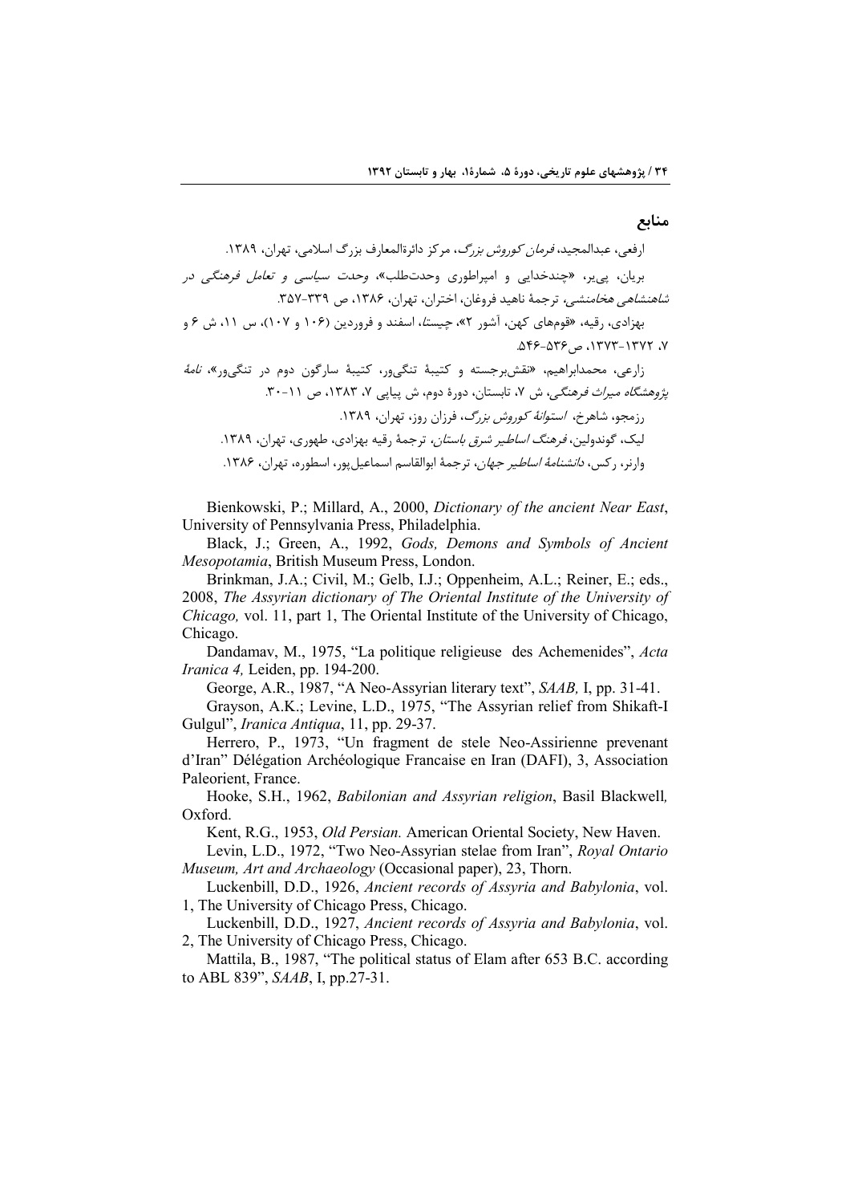## منابع

ارفعی، عبدالمجید، *فرمان کوروش بزرگ*، مرکز دائرةالمعارف بزرگ اسلامی، تهران، ۱۳۸۹.

بریان، پی‌یر، «چندخدایی و امپراطوری وحدت‌طلب»، *وحدت سیاسی و تعامل فرهنگی در شاهنشاهی هخامنشی*، ترجمهٔ ناهید فروغان، اختران، تهران، ۱۳۸۶، ص ۳۳۹-۳۵۷.

بهزادی، رقیه، «قوم‌های کهن، آشور ۲»، *چیستا*، اسفند و فروردین (۱۰۶ و ۱۰۷)، س ۱۱، ش ۶ و ۷، ۱۳۷۲-۱۳۷۳، ص ۵۳۶-۵۴۶.

زارعی، محمدابراهیم، «نقش‌برجسته و کتیبهٔ تنگی‌ور، کتیبهٔ سارگون دوم در تنگی‌ور»، *نامهٔ پژوهشگاه میراث فرهنگی*، ش ۷، تابستان، دورهٔ دوم، ش پیاپی ۷، ۱۳۸۳، ص ۱۱-۳۰.

رزمجو، شاهرخ، *استوانهٔ کوروش بزرگ*، فرزان روز، تهران، ۱۳۸۹.

لیک، گوندولین، *فرهنگ اساطیر شرق باستان*، ترجمهٔ رقیه بهزادی، طهوری، تهران، ۱۳۸۹.

وارنر، رکس، *دانشنامهٔ اساطیر جهان*، ترجمهٔ ابوالقاسم اسماعیل‌پور، اسطوره، تهران، ۱۳۸۶.

Bienkowski, P.; Millard, A., 2000, *Dictionary of the ancient Near East*, University of Pennsylvania Press, Philadelphia.

Black, J.; Green, A., 1992, *Gods, Demons and Symbols of Ancient Mesopotamia*, British Museum Press, London.

Brinkman, J.A.; Civil, M.; Gelb, I.J.; Oppenheim, A.L.; Reiner, E.; eds., 2008, *The Assyrian dictionary of The Oriental Institute of the University of Chicago,* vol. 11, part 1, The Oriental Institute of the University of Chicago, Chicago.

Dandamav, M., 1975, "La politique religieuse des Achemenides", *Acta Iranica 4,* Leiden, pp. 194-200.

George, A.R., 1987, "A Neo-Assyrian literary text", *SAAB,* I, pp. 31-41.

Grayson, A.K.; Levine, L.D., 1975, "The Assyrian relief from Shikaft-I Gulgul", *Iranica Antiqua*, 11, pp. 29-37.

Herrero, P., 1973, "Un fragment de stele Neo-Assirienne prevenant d'Iran" Délégation Archéologique Francaise en Iran (DAFI), 3, Association Paleorient, France.

Hooke, S.H., 1962, *Babilonian and Assyrian religion*, Basil Blackwell*,* Oxford.

Kent, R.G., 1953, *Old Persian.* American Oriental Society, New Haven.

Levin, L.D., 1972, "Two Neo-Assyrian stelae from Iran", *Royal Ontario Museum, Art and Archaeology* (Occasional paper), 23, Thorn.

Luckenbill, D.D., 1926, *Ancient records of Assyria and Babylonia*, vol. 1, The University of Chicago Press, Chicago.

Luckenbill, D.D., 1927, *Ancient records of Assyria and Babylonia*, vol. 2, The University of Chicago Press, Chicago.

Mattila, B., 1987, "The political status of Elam after 653 B.C. according to ABL 839", *SAAB*, I, pp.27-31.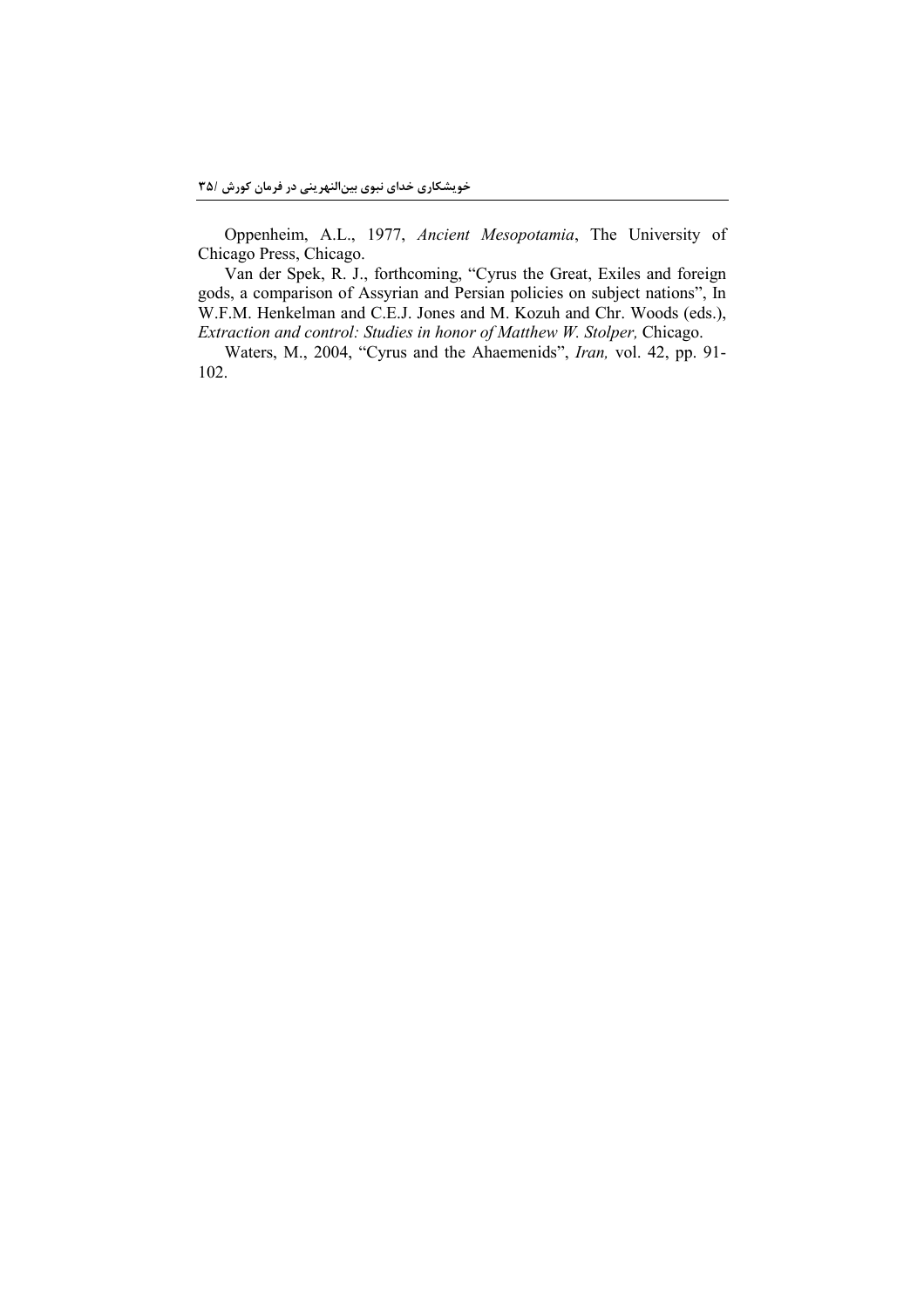Oppenheim, A.L., 1977, *Ancient Mesopotamia*, The University of Chicago Press, Chicago.

Van der Spek, R. J., forthcoming, "Cyrus the Great, Exiles and foreign gods, a comparison of Assyrian and Persian policies on subject nations", In W.F.M. Henkelman and C.E.J. Jones and M. Kozuh and Chr. Woods (eds.), *Extraction and control: Studies in honor of Matthew W. Stolper,* Chicago.

Waters, M., 2004, "Cyrus and the Ahaemenids", *Iran,* vol. 42, pp. 91-102.